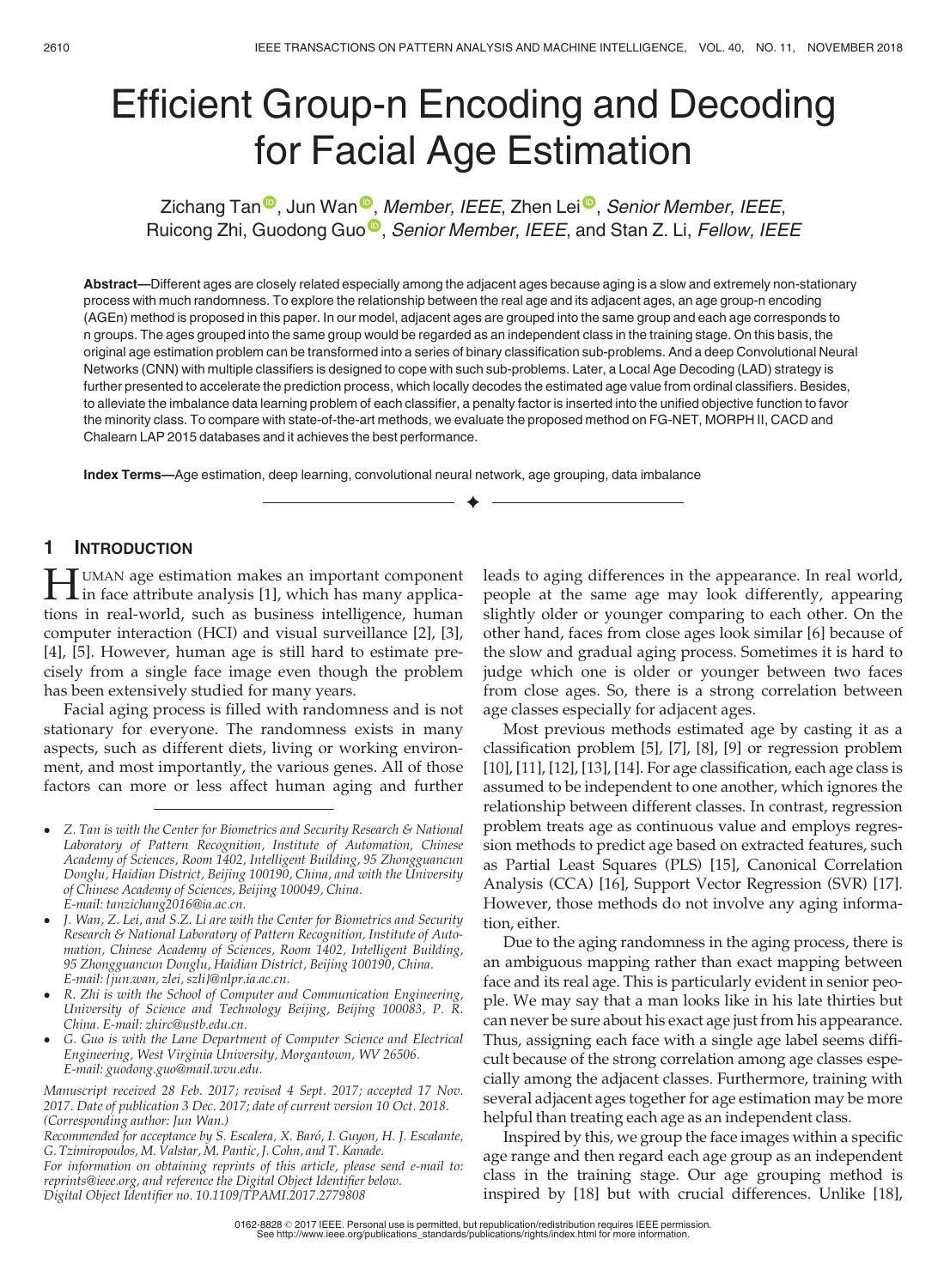# Efficient Group-n Encoding and Decoding for Facial Age Estimation

Zichang Tan, Jun Wan, *Member, IEEE*, Zhen Lei, *Senior Member, IEEE*, Ruicong Zhi, Guodong Guo, *Senior Member, IEEE*, and Stan Z. Li, *Fellow, IEEE*

**Abstract**—Different ages are closely related especially among the adjacent ages because aging is a slow and extremely non-stationary process with much randomness. To explore the relationship between the real age and its adjacent ages, an age group-n encoding (AGEn) method is proposed in this paper. In our model, adjacent ages are grouped into the same group and each age corresponds to n groups. The ages grouped into the same group would be regarded as an independent class in the training stage. On this basis, the original age estimation problem can be transformed into a series of binary classification sub-problems. And a deep Convolutional Neural Networks (CNN) with multiple classifiers is designed to cope with such sub-problems. Later, a Local Age Decoding (LAD) strategy is further presented to accelerate the prediction process, which locally decodes the estimated age value from ordinal classifiers. Besides, to alleviate the imbalance data learning problem of each classifier, a penalty factor is inserted into the unified objective function to favor the minority class. To compare with state-of-the-art methods, we evaluate the proposed method on FG-NET, MORPH II, CACD and Chalearn LAP 2015 databases and it achieves the best performance.

**Index Terms**—Age estimation, deep learning, convolutional neural network, age grouping, data imbalance

## 1 Introduction

Human age estimation makes an important component in face attribute analysis [1], which has many applications in real-world, such as business intelligence, human computer interaction (HCI) and visual surveillance [2], [3], [4], [5]. However, human age is still hard to estimate precisely from a single face image even though the problem has been extensively studied for many years.

Facial aging process is filled with randomness and is not stationary for everyone. The randomness exists in many aspects, such as different diets, living or working environment, and most importantly, the various genes. All of those factors can more or less affect human aging and further leads to aging differences in the appearance. In real world, people at the same age may look differently, appearing slightly older or younger comparing to each other. On the other hand, faces from close ages look similar [6] because of the slow and gradual aging process. Sometimes it is hard to judge which one is older or younger between two faces from close ages. So, there is a strong correlation between age classes especially for adjacent ages.

Most previous methods estimated age by casting it as a classification problem [5], [7], [8], [9] or regression problem [10], [11], [12], [13], [14]. For age classification, each age class is assumed to be independent to one another, which ignores the relationship between different classes. In contrast, regression problem treats age as continuous value and employs regression methods to predict age based on extracted features, such as Partial Least Squares (PLS) [15], Canonical Correlation Analysis (CCA) [16], Support Vector Regression (SVR) [17]. However, those methods do not involve any aging information, either.

Due to the aging randomness in the aging process, there is an ambiguous mapping rather than exact mapping between face and its real age. This is particularly evident in senior people. We may say that a man looks like in his late thirties but can never be sure about his exact age just from his appearance. Thus, assigning each face with a single age label seems difficult because of the strong correlation among age classes especially among the adjacent classes. Furthermore, training with several adjacent ages together for age estimation may be more helpful than treating each age as an independent class.

Inspired by this, we group the face images within a specific age range and then regard each age group as an independent class in the training stage. Our age grouping method is inspired by [18] but with crucial differences. Unlike [18],

- *Z. Tan is with the Center for Biometrics and Security Research & National Laboratory of Pattern Recognition, Institute of Automation, Chinese Academy of Sciences, Room 1402, Intelligent Building, 95 Zhongguancun Donglu, Haidian District, Beijing 100190, China, and with the University of Chinese Academy of Sciences, Beijing 100049, China. E-mail: tanzichang2016@ia.ac.cn.*
- *J. Wan, Z. Lei, and S.Z. Li are with the Center for Biometrics and Security Research & National Laboratory of Pattern Recognition, Institute of Automation, Chinese Academy of Sciences, Room 1402, Intelligent Building, 95 Zhongguancun Donglu, Haidian District, Beijing 100190, China. E-mail: {jun.wan, zlei, szli}@nlpr.ia.ac.cn.*
- *R. Zhi is with the School of Computer and Communication Engineering, University of Science and Technology Beijing, Beijing 100083, P. R. China. E-mail: zhirc@ustb.edu.cn.*
- *G. Guo is with the Lane Department of Computer Science and Electrical Engineering, West Virginia University, Morgantown, WV 26506. E-mail: guodong.guo@mail.wvu.edu.*

*Manuscript received 28 Feb. 2017; revised 4 Sept. 2017; accepted 17 Nov. 2017. Date of publication 3 Dec. 2017; date of current version 10 Oct. 2018. (Corresponding author: Jun Wan.)*
*Recommended for acceptance by S. Escalera, X. Baró, I. Guyon, H. J. Escalante, G. Tzimiropoulos, M. Valstar, M. Pantic, J. Cohn, and T. Kanade.*
*For information on obtaining reprints of this article, please send e-mail to: reprints@ieee.org, and reference the Digital Object Identifier below.*
*Digital Object Identifier no. 10.1109/TPAMI.2017.2779808*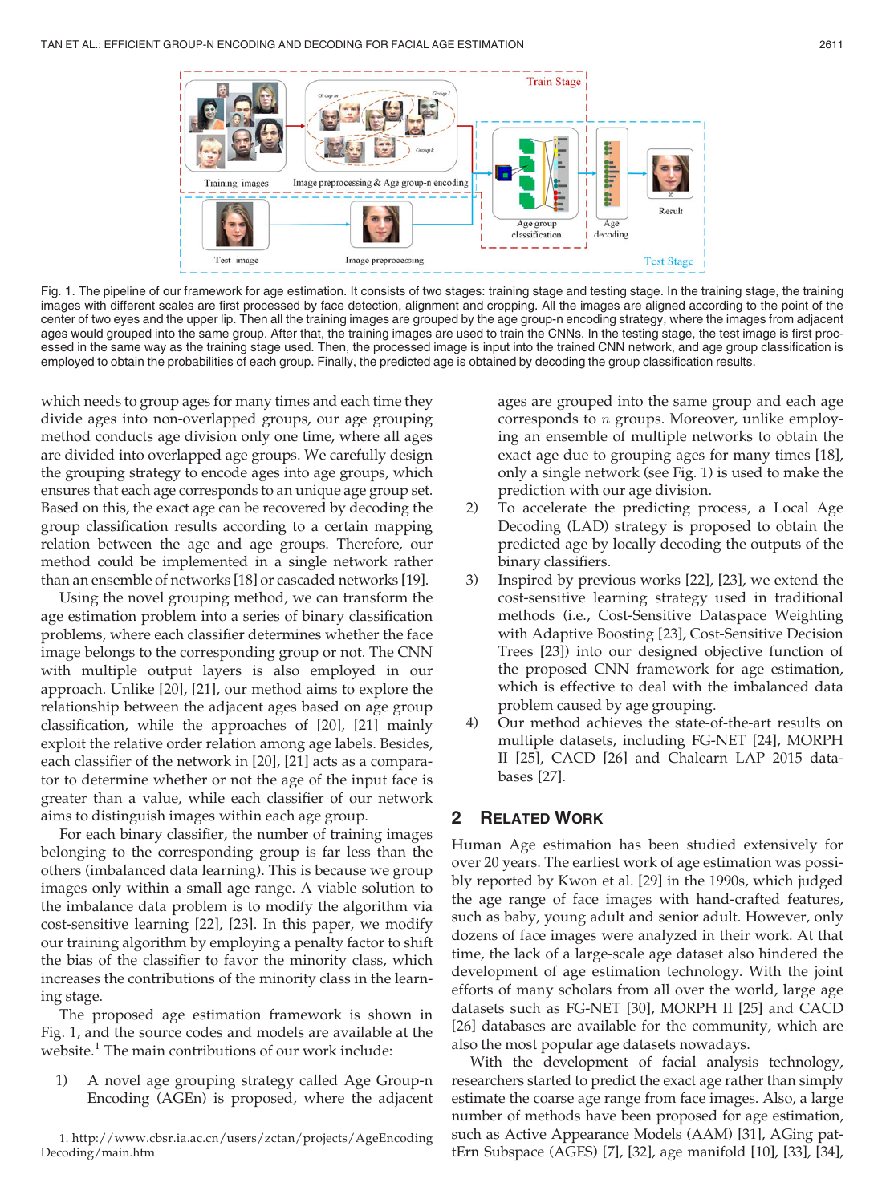Fig. 1. The pipeline of our framework for age estimation. It consists of two stages: training stage and testing stage. In the training stage, the training images with different scales are first processed by face detection, alignment and cropping. All the images are aligned according to the point of the center of two eyes and the upper lip. Then all the training images are grouped by the age group-n encoding strategy, where the images from adjacent ages would grouped into the same group. After that, the training images are used to train the CNNs. In the testing stage, the test image is first processed in the same way as the training stage used. Then, the processed image is input into the trained CNN network, and age group classification is employed to obtain the probabilities of each group. Finally, the predicted age is obtained by decoding the group classification results.

which needs to group ages for many times and each time they divide ages into non-overlapped groups, our age grouping method conducts age division only one time, where all ages are divided into overlapped age groups. We carefully design the grouping strategy to encode ages into age groups, which ensures that each age corresponds to an unique age group set. Based on this, the exact age can be recovered by decoding the group classification results according to a certain mapping relation between the age and age groups. Therefore, our method could be implemented in a single network rather than an ensemble of networks [18] or cascaded networks [19].

Using the novel grouping method, we can transform the age estimation problem into a series of binary classification problems, where each classifier determines whether the face image belongs to the corresponding group or not. The CNN with multiple output layers is also employed in our approach. Unlike [20], [21], our method aims to explore the relationship between the adjacent ages based on age group classification, while the approaches of [20], [21] mainly exploit the relative order relation among age labels. Besides, each classifier of the network in [20], [21] acts as a comparator to determine whether or not the age of the input face is greater than a value, while each classifier of our network aims to distinguish images within each age group.

For each binary classifier, the number of training images belonging to the corresponding group is far less than the others (imbalanced data learning). This is because we group images only within a small age range. A viable solution to the imbalance data problem is to modify the algorithm via cost-sensitive learning [22], [23]. In this paper, we modify our training algorithm by employing a penalty factor to shift the bias of the classifier to favor the minority class, which increases the contributions of the minority class in the learning stage.

The proposed age estimation framework is shown in Fig. 1, and the source codes and models are available at the website.[1] The main contributions of our work include:

1) A novel age grouping strategy called Age Group-n Encoding (AGEn) is proposed, where the adjacent ages are grouped into the same group and each age corresponds to $n$ groups. Moreover, unlike employing an ensemble of multiple networks to obtain the exact age due to grouping ages for many times [18], only a single network (see Fig. 1) is used to make the prediction with our age division.
2) To accelerate the predicting process, a Local Age Decoding (LAD) strategy is proposed to obtain the predicted age by locally decoding the outputs of the binary classifiers.
3) Inspired by previous works [22], [23], we extend the cost-sensitive learning strategy used in traditional methods (i.e., Cost-Sensitive Dataspace Weighting with Adaptive Boosting [23], Cost-Sensitive Decision Trees [23]) into our designed objective function of the proposed CNN framework for age estimation, which is effective to deal with the imbalanced data problem caused by age grouping.
4) Our method achieves the state-of-the-art results on multiple datasets, including FG-NET [24], MORPH II [25], CACD [26] and Chalearn LAP 2015 databases [27].

1. http://www.cbsr.ia.ac.cn/users/zctan/projects/AgeEncodingDecoding/main.htm

## 2 Related Work

Human Age estimation has been studied extensively for over 20 years. The earliest work of age estimation was possibly reported by Kwon et al. [29] in the 1990s, which judged the age range of face images with hand-crafted features, such as baby, young adult and senior adult. However, only dozens of face images were analyzed in their work. At that time, the lack of a large-scale age dataset also hindered the development of age estimation technology. With the joint efforts of many scholars from all over the world, large age datasets such as FG-NET [30], MORPH II [25] and CACD [26] databases are available for the community, which are also the most popular age datasets nowadays.

With the development of facial analysis technology, researchers started to predict the exact age rather than simply estimate the coarse age range from face images. Also, a large number of methods have been proposed for age estimation, such as Active Appearance Models (AAM) [31], AGing pattErn Subspace (AGES) [7], [32], age manifold [10], [33], [34],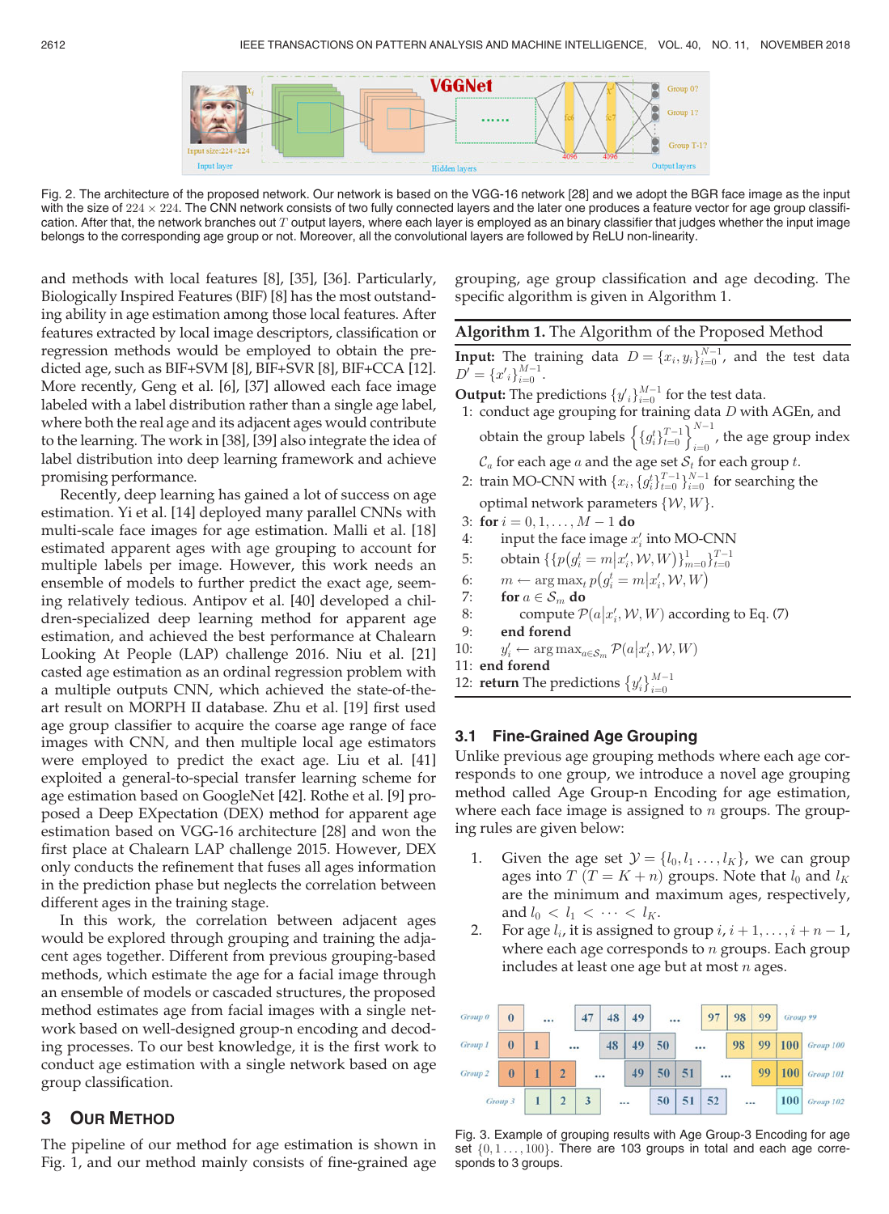Fig. 2. The architecture of the proposed network. Our network is based on the VGG-16 network [28] and we adopt the BGR face image as the input with the size of $224 \times 224$. The CNN network consists of two fully connected layers and the later one produces a feature vector for age group classification. After that, the network branches out $T$ output layers, where each layer is employed as an binary classifier that judges whether the input image belongs to the corresponding age group or not. Moreover, all the convolutional layers are followed by ReLU non-linearity.

and methods with local features [8], [35], [36]. Particularly, Biologically Inspired Features (BIF) [8] has the most outstanding ability in age estimation among those local features. After features extracted by local image descriptors, classification or regression methods would be employed to obtain the predicted age, such as BIF+SVM [8], BIF+SVR [8], BIF+CCA [12]. More recently, Geng et al. [6], [37] allowed each face image labeled with a label distribution rather than a single age label, where both the real age and its adjacent ages would contribute to the learning. The work in [38], [39] also integrate the idea of label distribution into deep learning framework and achieve promising performance.

Recently, deep learning has gained a lot of success on age estimation. Yi et al. [14] deployed many parallel CNNs with multi-scale face images for age estimation. Malli et al. [18] estimated apparent ages with age grouping to account for multiple labels per image. However, this work needs an ensemble of models to further predict the exact age, seemingly relatively tedious. Antipov et al. [40] developed a children-specialized deep learning method for apparent age estimation, and achieved the best performance at Chalearn Looking At People (LAP) challenge 2016. Niu et al. [21] casted age estimation as an ordinal regression problem with a multiple outputs CNN, which achieved the state-of-the-art result on MORPH II database. Zhu et al. [19] first used age group classifier to acquire the coarse age range of face images with CNN, and then multiple local age estimators were employed to predict the exact age. Liu et al. [41] exploited a general-to-special transfer learning scheme for age estimation based on GoogleNet [42]. Rothe et al. [9] proposed a Deep EXpectation (DEX) method for apparent age estimation based on VGG-16 architecture [28] and won the first place at Chalearn LAP challenge 2015. However, DEX only conducts the refinement that fuses all ages information in the prediction phase but neglects the correlation between different ages in the training stage.

In this work, the correlation between adjacent ages would be explored through grouping and training the adjacent ages together. Different from previous group-based methods, which estimate the age for a facial image through an ensemble of models or cascaded structures, the proposed method estimates age from facial images with a single network based on well-designed group-n encoding and decoding processes. To our best knowledge, it is the first work to conduct age estimation with a single network based on age group classification.

## 3 Our Method

The pipeline of our method for age estimation is shown in Fig. 1, and our method mainly consists of fine-grained age grouping, age group classification and age decoding. The specific algorithm is given in Algorithm 1.

**Algorithm 1.** The Algorithm of the Proposed Method

**Input:** The training data $D = \{x_i, y_i\}_{i=0}^{N-1}$, and the test data $D' = \{x'_i\}_{i=0}^{M-1}$.

**Output:** The predictions $\{y'_i\}_{i=0}^{M-1}$ for the test data.

1: conduct age grouping for training data $D$ with AGEn, and obtain the group labels $\left\{\{g_i^t\}_{t=0}^{T-1}\right\}_{i=0}^{N-1}$, the age group index $\mathcal{C}_a$ for each age $a$ and the age set $\mathcal{S}_t$ for each group $t$.
2: train MO-CNN with $\{x_i, \{g_i^t\}_{t=0}^{T-1}\}_{i=0}^{N-1}$ for searching the optimal network parameters $\{\mathcal{W}, W\}$.
3: **for** $i = 0, 1, \ldots, M-1$ **do**
4: input the face image $x'_i$ into MO-CNN
5: obtain $\{\{p(g_i^t = m|x'_i, \mathcal{W}, W)\}_{m=0}^{1}\}_{t=0}^{T-1}$
6: $m \leftarrow \arg\max_t p(g_i^t = m|x'_i, \mathcal{W}, W)$
7: **for** $a \in \mathcal{S}_m$ **do**
8: compute $\mathcal{P}(a|x'_i, \mathcal{W}, W)$ according to Eq. (7)
9: **end forend**
10: $y'_i \leftarrow \arg\max_{a \in \mathcal{S}_m} \mathcal{P}(a|x'_i, \mathcal{W}, W)$
11: **end forend**
12: **return** The predictions $\{y'_i\}_{i=0}^{M-1}$

### 3.1 Fine-Grained Age Grouping

Unlike previous age grouping methods where each age corresponds to one group, we introduce a novel age grouping method called Age Group-n Encoding for age estimation, where each face image is assigned to $n$ groups. The grouping rules are given below:

1. Given the age set $\mathcal{Y} = \{l_0, l_1 \ldots, l_K\}$, we can group ages into $T$ ($T = K + n$) groups. Note that $l_0$ and $l_K$ are the minimum and maximum ages, respectively, and $l_0 < l_1 < \cdots < l_K$.
2. For age $l_i$, it is assigned to group $i, i+1, \ldots, i+n-1$, where each age corresponds to $n$ groups. Each group includes at least one age but at most $n$ ages.

Fig. 3. Example of grouping results with Age Group-3 Encoding for age set $\{0, 1 \ldots, 100\}$. There are 103 groups in total and each age corresponds to 3 groups.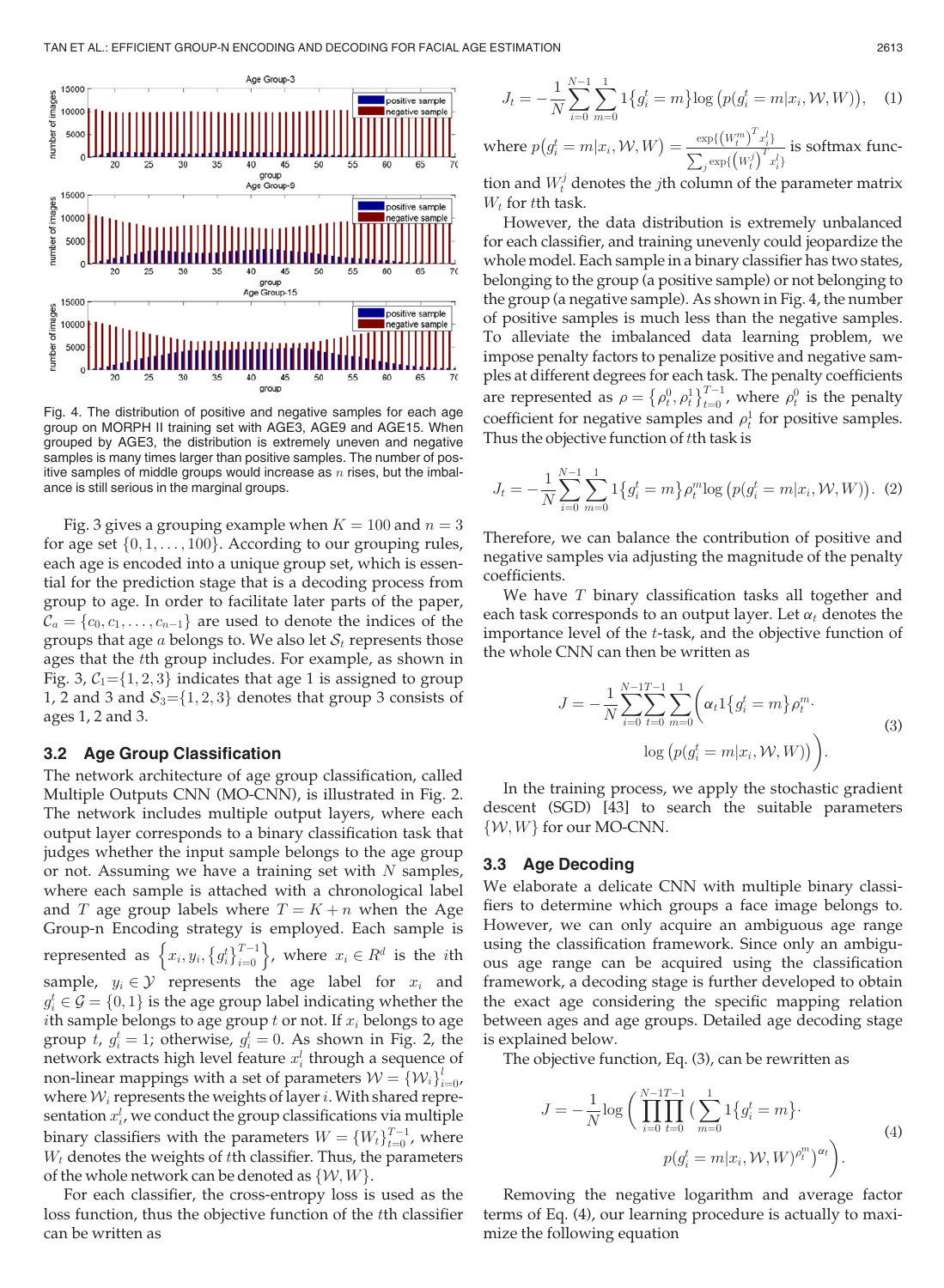Fig. 4. The distribution of positive and negative samples for each age group on MORPH II training set with AGE3, AGE9 and AGE15. When grouped by AGE3, the distribution is extremely uneven and negative samples is many times larger than positive samples. The number of positive samples of middle groups would increase as $n$ rises, but the imbalance is still serious in the marginal groups.

Fig. 3 gives a grouping example when $K = 100$ and $n = 3$ for age set $\{0, 1, \ldots, 100\}$. According to our grouping rules, each age is encoded into a unique group set, which is essential for the prediction stage that is a decoding process from group to age. In order to facilitate later parts of the paper, $\mathcal{C}_a = \{c_0, c_1, \ldots, c_{n-1}\}$ are used to denote the indices of the groups that age $a$ belongs to. We also let $\mathcal{S}_t$ represents those ages that the $t$th group includes. For example, as shown in Fig. 3, $\mathcal{C}_1 = \{1, 2, 3\}$ indicates that age 1 is assigned to group 1, 2 and 3 and $\mathcal{S}_3 = \{1, 2, 3\}$ denotes that group 3 consists of ages 1, 2 and 3.

### 3.2 Age Group Classification

The network architecture of age group classification, called Multiple Outputs CNN (MO-CNN), is illustrated in Fig. 2. The network includes multiple output layers, where each output layer corresponds to a binary classification task that judges whether the input sample belongs to the age group or not. Assuming we have a training set with $N$ samples, where each sample is attached with a chronological label and $T$ age group labels where $T = K + n$ when the Age Group-n Encoding strategy is employed. Each sample is represented as $\left\{x_i, y_i, \{g_i^t\}_{t=0}^{T-1}\right\}$, where $x_i \in R^d$ is the $i$th sample, $y_i \in \mathcal{Y}$ represents the age label for $x_i$ and $g_i^t \in \mathcal{G} = \{0, 1\}$ is the age group label indicating whether the $i$th sample belongs to age group $t$ or not. If $x_i$ belongs to age group $t$, $g_i^t = 1$; otherwise, $g_i^t = 0$. As shown in Fig. 2, the network extracts high level feature $x_i^l$ through a sequence of non-linear mappings with a set of parameters $\mathcal{W} = \{\mathcal{W}_i\}_{i=0}^{l}$, where $\mathcal{W}_i$ represents the weights of layer $i$. With shared representation $x_i^l$, we conduct the group classifications via multiple binary classifiers with the parameters $W = \{W_t\}_{t=0}^{T-1}$, where $W_t$ denotes the weights of $t$th classifier. Thus, the parameters of the whole network can be denoted as $\{\mathcal{W}, W\}$.

For each classifier, the cross-entropy loss is used as the loss function, thus the objective function of the $t$th classifier can be written as

$$J_t = -\frac{1}{N}\sum_{i=0}^{N-1}\sum_{m=0}^{1} 1\{g_i^t = m\}\log\left(p(g_i^t = m|x_i, \mathcal{W}, W)\right), \quad (1)$$

where $p(g_i^t = m|x_i, \mathcal{W}, W) = \frac{\exp\{(W_t^m)^T x_i^l\}}{\sum_j \exp\{(W_t^j)^T x_i^l\}}$ is softmax function and $W_t^j$ denotes the $j$th column of the parameter matrix $W_t$ for $t$th task.

However, the data distribution is extremely unbalanced for each classifier, and training unevenly could jeopardize the whole model. Each sample in a binary classifier has two states, belonging to the group (a positive sample) or not belonging to the group (a negative sample). As shown in Fig. 4, the number of positive samples is much less than the negative samples. To alleviate the imbalanced data learning problem, we impose penalty factors to penalize positive and negative samples at different degrees for each task. The penalty coefficients are represented as $\rho = \left\{\rho_t^0, \rho_t^1\right\}_{t=0}^{T-1}$, where $\rho_t^0$ is the penalty coefficient for negative samples and $\rho_t^1$ for positive samples. Thus the objective function of $t$th task is

$$J_t = -\frac{1}{N}\sum_{i=0}^{N-1}\sum_{m=0}^{1} 1\{g_i^t = m\}\rho_t^m \log\left(p(g_i^t = m|x_i, \mathcal{W}, W)\right). \quad (2)$$

Therefore, we can balance the contribution of positive and negative samples via adjusting the magnitude of the penalty coefficients.

We have $T$ binary classification tasks all together and each task corresponds to an output layer. Let $\alpha_t$ denotes the importance level of the $t$-task, and the objective function of the whole CNN can then be written as

$$J = -\frac{1}{N}\sum_{i=0}^{N-1}\sum_{t=0}^{T-1}\sum_{m=0}^{1}\bigg(\alpha_t 1\{g_i^t = m\}\rho_t^m \cdot \log\left(p(g_i^t = m|x_i, \mathcal{W}, W)\right)\bigg). \quad (3)$$

In the training process, we apply the stochastic gradient descent (SGD) [43] to search the suitable parameters $\{\mathcal{W}, W\}$ for our MO-CNN.

### 3.3 Age Decoding

We elaborate a delicate CNN with multiple binary classifiers to determine which groups a face image belongs to. However, we can only acquire an ambiguous age range using the classification framework. Since only an ambiguous age range can be acquired using the classification framework, a decoding stage is further developed to obtain the exact age considering the specific mapping relation between ages and age groups. Detailed age decoding stage is explained below.

The objective function, Eq. (3), can be rewritten as

$$J = -\frac{1}{N}\log\bigg(\prod_{i=0}^{N-1}\prod_{t=0}^{T-1}\big(\sum_{m=0}^{1} 1\{g_i^t = m\} \cdot p(g_i^t = m|x_i, \mathcal{W}, W)^{\rho_t^m}\big)^{\alpha_t}\bigg). \quad (4)$$

Removing the negative logarithm and average factor terms of Eq. (4), our learning procedure is actually to maximize the following equation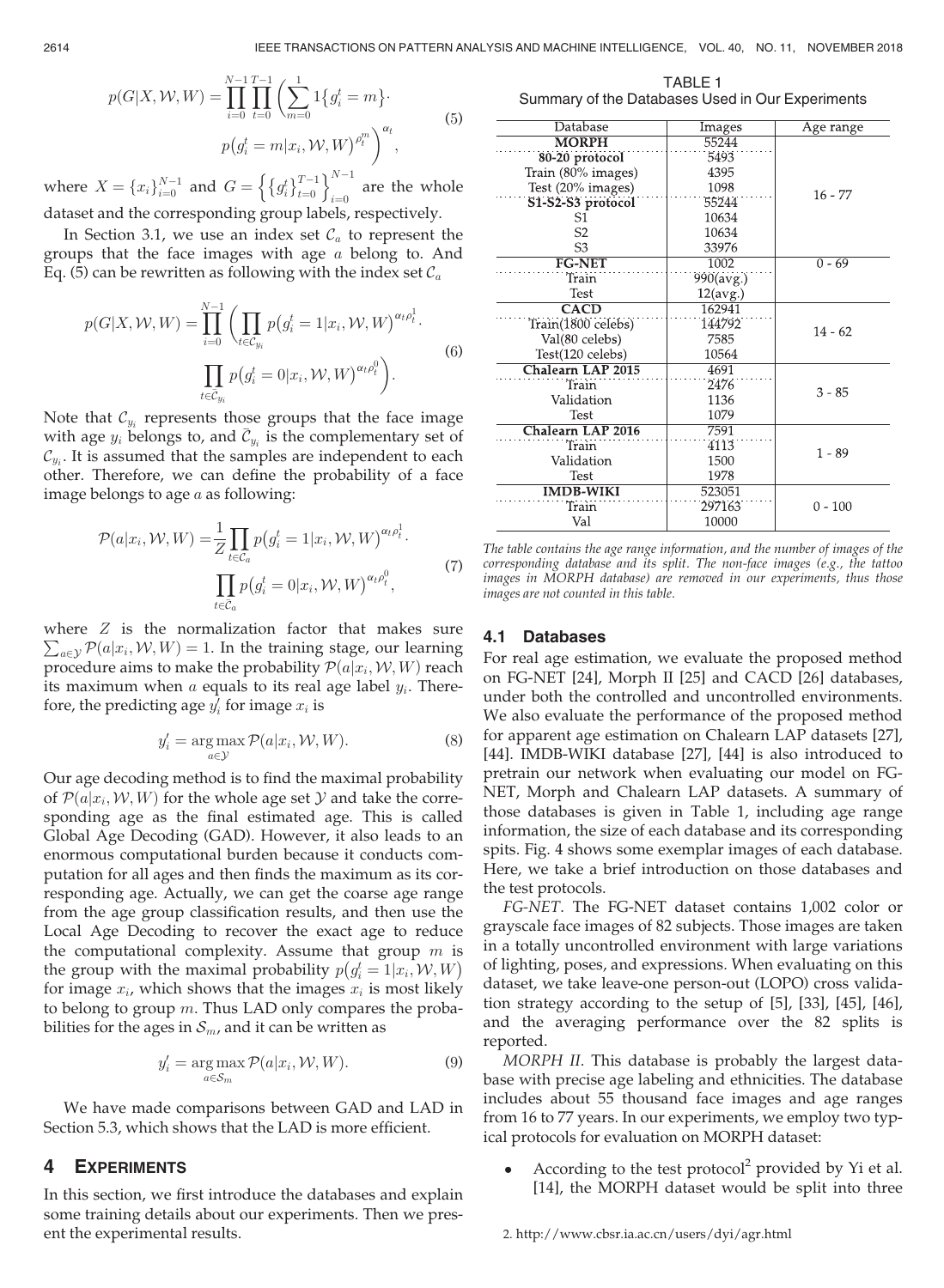$$p(G|X, \mathcal{W}, W) = \prod_{i=0}^{N-1} \prod_{t=0}^{T-1} \left( \sum_{m=0}^{1} 1\{g_i^t = m\} \cdot p(g_i^t = m|x_i, \mathcal{W}, W)^{\rho_t^m} \right)^{\alpha_t}, \tag{5}$$

where $X = \{x_i\}_{i=0}^{N-1}$ and $G = \left\{ \{g_i^t\}_{t=0}^{T-1} \right\}_{i=0}^{N-1}$ are the whole dataset and the corresponding group labels, respectively.

In Section 3.1, we use an index set $\mathcal{C}_a$ to represent the groups that the face images with age $a$ belong to. And Eq. (5) can be rewritten as following with the index set $\mathcal{C}_a$

$$p(G|X, \mathcal{W}, W) = \prod_{i=0}^{N-1} \left( \prod_{t \in \mathcal{C}_{y_i}} p(g_i^t = 1|x_i, \mathcal{W}, W)^{\alpha_t \rho_t^1} \cdot \prod_{t \in \bar{\mathcal{C}}_{y_i}} p(g_i^t = 0|x_i, \mathcal{W}, W)^{\alpha_t \rho_t^0} \right). \tag{6}$$

Note that $\mathcal{C}_{y_i}$ represents those groups that the face image with age $y_i$ belongs to, and $\bar{\mathcal{C}}_{y_i}$ is the complementary set of $\mathcal{C}_{y_i}$. It is assumed that the samples are independent to each other. Therefore, we can define the probability of a face image belongs to age $a$ as following:

$$\mathcal{P}(a|x_i, \mathcal{W}, W) = \frac{1}{Z} \prod_{t \in \mathcal{C}_a} p(g_i^t = 1|x_i, \mathcal{W}, W)^{\alpha_t \rho_t^1} \cdot \prod_{t \in \bar{\mathcal{C}}_a} p(g_i^t = 0|x_i, \mathcal{W}, W)^{\alpha_t \rho_t^0}, \tag{7}$$

where $Z$ is the normalization factor that makes sure $\sum_{a \in \mathcal{Y}} \mathcal{P}(a|x_i, \mathcal{W}, W) = 1$. In the training stage, our learning procedure aims to make the probability $\mathcal{P}(a|x_i, \mathcal{W}, W)$ reach its maximum when $a$ equals to its real age label $y_i$. Therefore, the predicting age $y_i'$ for image $x_i$ is

$$y_i' = \arg\max_{a \in \mathcal{Y}} \mathcal{P}(a|x_i, \mathcal{W}, W). \tag{8}$$

Our age decoding method is to find the maximal probability of $\mathcal{P}(a|x_i, \mathcal{W}, W)$ for the whole age set $\mathcal{Y}$ and take the corresponding age as the final estimated age. This is called Global Age Decoding (GAD). However, it also leads to an enormous computational burden because it conducts computation for all ages and then finds the maximum as its corresponding age. Actually, we can get the coarse age range from the age group classification results, and then use the Local Age Decoding to recover the exact age to reduce the computational complexity. Assume that group $m$ is the group with the maximal probability $p(g_i^t = 1|x_i, \mathcal{W}, W)$ for image $x_i$, which shows that the images $x_i$ is most likely to belong to group $m$. Thus LAD only compares the probabilities for the ages in $\mathcal{S}_m$, and it can be written as

$$y_i' = \arg\max_{a \in \mathcal{S}_m} \mathcal{P}(a|x_i, \mathcal{W}, W). \tag{9}$$

We have made comparisons between GAD and LAD in Section 5.3, which shows that the LAD is more efficient.

## 4 Experiments

In this section, we first introduce the databases and explain some training details about our experiments. Then we present the experimental results.

TABLE 1
Summary of the Databases Used in Our Experiments

| Database | Images | Age range |
|---|---|---|
| **MORPH** | 55244 | 16 - 77 |
| **80-20 protocol** | 5493 | |
| Train (80% images) | 4395 | |
| Test (20% images) | 1098 | |
| **S1-S2-S3 protocol** | 55244 | |
| S1 | 10634 | |
| S2 | 10634 | |
| S3 | 33976 | |
| **FG-NET** | 1002 | 0 - 69 |
| Train | 990(avg.) | |
| Test | 12(avg.) | |
| **CACD** | 162941 | 14 - 62 |
| Train(1800 celebs) | 144792 | |
| Val(80 celebs) | 7585 | |
| Test(120 celebs) | 10564 | |
| **Chalearn LAP 2015** | 4691 | 3 - 85 |
| Train | 2476 | |
| Validation | 1136 | |
| Test | 1079 | |
| **Chalearn LAP 2016** | 7591 | 1 - 89 |
| Train | 4113 | |
| Validation | 1500 | |
| Test | 1978 | |
| **IMDB-WIKI** | 523051 | 0 - 100 |
| Train | 297163 | |
| Val | 10000 | |

*The table contains the age range information, and the number of images of the corresponding database and its split. The non-face images (e.g., the tattoo images in MORPH database) are removed in our experiments, thus those images are not counted in this table.*

### 4.1 Databases

For real age estimation, we evaluate the proposed method on FG-NET [24], Morph II [25] and CACD [26] databases, under both the controlled and uncontrolled environments. We also evaluate the performance of the proposed method for apparent age estimation on Chalearn LAP datasets [27], [44]. IMDB-WIKI database [27], [44] is also introduced to pretrain our network when evaluating our model on FG-NET, Morph and Chalearn LAP datasets. A summary of those databases is given in Table 1, including age range information, the size of each database and its corresponding spits. Fig. 4 shows some exemplar images of each database. Here, we take a brief introduction on those databases and the test protocols.

*FG-NET*. The FG-NET dataset contains 1,002 color or grayscale face images of 82 subjects. Those images are taken in a totally uncontrolled environment with large variations of lighting, poses, and expressions. When evaluating on this dataset, we take leave-one person-out (LOPO) cross validation strategy according to the setup of [5], [33], [45], [46], and the averaging performance over the 82 splits is reported.

*MORPH II*. This database is probably the largest database with precise age labeling and ethnicities. The database includes about 55 thousand face images and age ranges from 16 to 77 years. In our experiments, we employ two typical protocols for evaluation on MORPH dataset:

- According to the test protocol[2] provided by Yi et al. [14], the MORPH dataset would be split into three

2. http://www.cbsr.ia.ac.cn/users/dyi/agr.html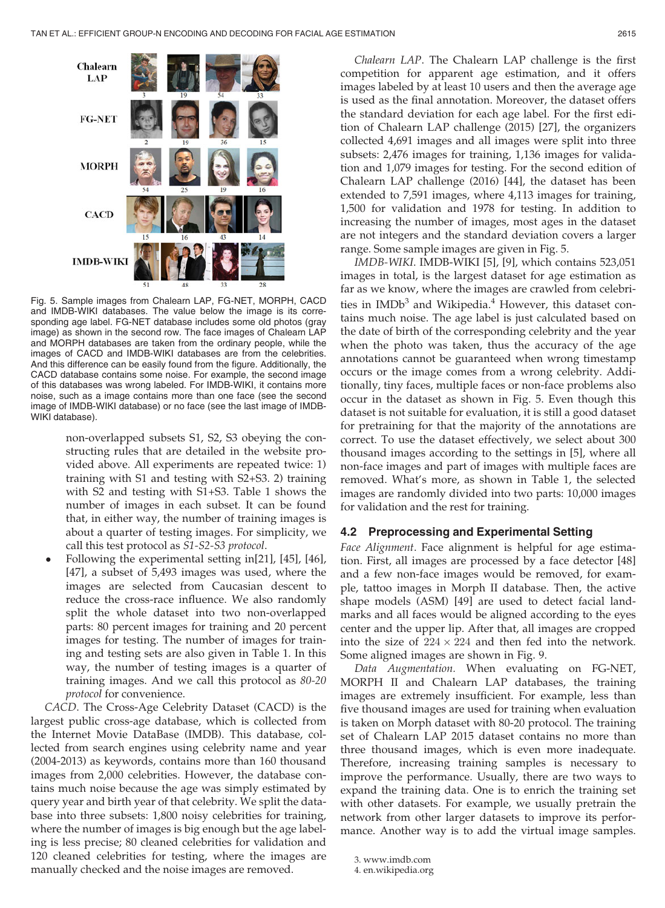Chalearn LAP

FG-NET

MORPH

CACD

IMDB-WIKI

Fig. 5. Sample images from Chalearn LAP, FG-NET, MORPH, CACD and IMDB-WIKI databases. The value below the image is its corresponding age label. FG-NET database includes some old photos (gray image) as shown in the second row. The face images of Chalearn LAP and MORPH databases are taken from the ordinary people, while the images of CACD and IMDB-WIKI databases are from the celebrities. And this difference can be easily found from the figure. Additionally, the CACD database contains some noise. For example, the second image of this databases was wrong labeled. For IMDB-WIKI, it contains more noise, such as a image contains more than one face (see the second image of IMDB-WIKI database) or no face (see the last image of IMDB-WIKI database).

non-overlapped subsets S1, S2, S3 obeying the constructing rules that are detailed in the website provided above. All experiments are repeated twice: 1) training with S1 and testing with S2+S3. 2) training with S2 and testing with S1+S3. Table 1 shows the number of images in each subset. It can be found that, in either way, the number of training images is about a quarter of testing images. For simplicity, we call this test protocol as *S1-S2-S3 protocol*.

- Following the experimental setting in[21], [45], [46], [47], a subset of 5,493 images was used, where the images are selected from Caucasian descent to reduce the cross-race influence. We also randomly split the whole dataset into two non-overlapped parts: 80 percent images for training and 20 percent images for testing. The number of images for training and testing sets are also given in Table 1. In this way, the number of testing images is a quarter of training images. And we call this protocol as *80-20 protocol* for convenience.

*CACD*. The Cross-Age Celebrity Dataset (CACD) is the largest public cross-age database, which is collected from the Internet Movie DataBase (IMDB). This database, collected from search engines using celebrity name and year (2004-2013) as keywords, contains more than 160 thousand images from 2,000 celebrities. However, the database contains much noise because the age was simply estimated by query year and birth year of that celebrity. We split the database into three subsets: 1,800 noisy celebrities for training, where the number of images is big enough but the age labeling is less precise; 80 cleaned celebrities for validation and 120 cleaned celebrities for testing, where the images are manually checked and the noise images are removed.

*Chalearn LAP*. The Chalearn LAP challenge is the first competition for apparent age estimation, and it offers images labeled by at least 10 users and then the average age is used as the final annotation. Moreover, the dataset offers the standard deviation for each age label. For the first edition of Chalearn LAP challenge (2015) [27], the organizers collected 4,691 images and all images were split into three subsets: 2,476 images for training, 1,136 images for validation and 1,079 images for testing. For the second edition of Chalearn LAP challenge (2016) [44], the dataset has been extended to 7,591 images, where 4,113 images for training, 1,500 for validation and 1978 for testing. In addition to increasing the number of images, most ages in the dataset are not integers and the standard deviation covers a larger range. Some sample images are given in Fig. 5.

*IMDB-WIKI*. IMDB-WIKI [5], [9], which contains 523,051 images in total, is the largest dataset for age estimation as far as we know, where the images are crawled from celebrities in IMDb[3] and Wikipedia.[4] However, this dataset contains much noise. The age label is just calculated based on the date of birth of the corresponding celebrity and the year when the photo was taken, thus the accuracy of the age annotations cannot be guaranteed when wrong timestamp occurs or the image comes from a wrong celebrity. Additionally, tiny faces, multiple faces or non-face problems also occur in the dataset as shown in Fig. 5. Even though this dataset is not suitable for evaluation, it is still a good dataset for pretraining for that the majority of the annotations are correct. To use the dataset effectively, we select about 300 thousand images according to the settings in [5], where all non-face images and part of images with multiple faces are removed. What's more, as shown in Table 1, the selected images are randomly divided into two parts: 10,000 images for validation and the rest for training.

### 4.2 Preprocessing and Experimental Setting

*Face Alignment*. Face alignment is helpful for age estimation. First, all images are processed by a face detector [48] and a few non-face images would be removed, for example, tattoo images in Morph II database. Then, the active shape models (ASM) [49] are used to detect facial landmarks and all faces would be aligned according to the eyes center and the upper lip. After that, all images are cropped into the size of $224 \times 224$ and then fed into the network. Some aligned images are shown in Fig. 9.

*Data Augmentation*. When evaluating on FG-NET, MORPH II and Chalearn LAP databases, the training images are extremely insufficient. For example, less than five thousand images are used for training when evaluation is taken on Morph dataset with 80-20 protocol. The training set of Chalearn LAP 2015 dataset contains no more than three thousand images, which is even more inadequate. Therefore, increasing training samples is necessary to improve the performance. Usually, there are two ways to expand the training data. One is to enrich the training set with other datasets. For example, we usually pretrain the network from other larger datasets to improve its performance. Another way is to add the virtual image samples.

3. www.imdb.com
4. en.wikipedia.org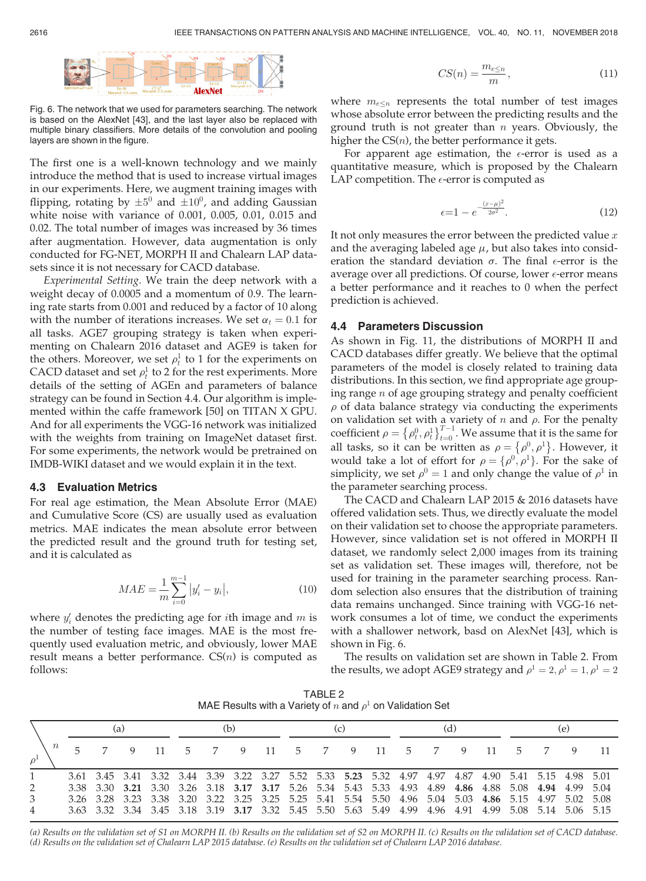Fig. 6. The network that we used for parameters searching. The network is based on the AlexNet [43], and the last layer also be replaced with multiple binary classifiers. More details of the convolution and pooling layers are shown in the figure.

The first one is a well-known technology and we mainly introduce the method that is used to increase virtual images in our experiments. Here, we augment training images with flipping, rotating by $\pm 5^0$ and $\pm 10^0$, and adding Gaussian white noise with variance of 0.001, 0.005, 0.01, 0.015 and 0.02. The total number of images was increased by 36 times after augmentation. However, data augmentation is only conducted for FG-NET, MORPH II and Chalearn LAP datasets since it is not necessary for CACD database.

*Experimental Setting.* We train the deep network with a weight decay of 0.0005 and a momentum of 0.9. The learning rate starts from 0.001 and reduced by a factor of 10 along with the number of iterations increases. We set $\alpha_t = 0.1$ for all tasks. AGE7 grouping strategy is taken when experimenting on Chalearn 2016 dataset and AGE9 is taken for the others. Moreover, we set $\rho_t^1$ to 1 for the experiments on CACD dataset and set $\rho_t^1$ to 2 for the rest experiments. More details of the setting of AGEn and parameters of balance strategy can be found in Section 4.4. Our algorithm is implemented within the caffe framework [50] on TITAN X GPU. And for all experiments the VGG-16 network was initialized with the weights from training on ImageNet dataset first. For some experiments, the network would be pretrained on IMDB-WIKI dataset and we would explain it in the text.

### 4.3 Evaluation Metrics

For real age estimation, the Mean Absolute Error (MAE) and Cumulative Score (CS) are usually used as evaluation metrics. MAE indicates the mean absolute error between the predicted result and the ground truth for testing set, and it is calculated as

$$MAE = \frac{1}{m}\sum_{i=0}^{m-1}|y_i' - y_i|, \tag{10}$$

where $y_i'$ denotes the predicting age for $i$th image and $m$ is the number of testing face images. MAE is the most frequently used evaluation metric, and obviously, lower MAE result means a better performance. CS($n$) is computed as follows:

$$CS(n) = \frac{m_{e\leq n}}{m}, \tag{11}$$

where $m_{e\leq n}$ represents the total number of test images whose absolute error between the predicting results and the ground truth is not greater than $n$ years. Obviously, the higher the CS($n$), the better performance it gets.

For apparent age estimation, the $\epsilon$-error is used as a quantitative measure, which is proposed by the Chalearn LAP competition. The $\epsilon$-error is computed as

$$\epsilon = 1 - e^{-\frac{(x-\mu)^2}{2\sigma^2}}. \tag{12}$$

It not only measures the error between the predicted value $x$ and the averaging labeled age $\mu$, but also takes into consideration the standard deviation $\sigma$. The final $\epsilon$-error is the average over all predictions. Of course, lower $\epsilon$-error means a better performance and it reaches to 0 when the perfect prediction is achieved.

### 4.4 Parameters Discussion

As shown in Fig. 11, the distributions of MORPH II and CACD databases differ greatly. We believe that the optimal parameters of the model is closely related to training data distributions. In this section, we find appropriate age grouping range $n$ of age grouping strategy and penalty coefficient $\rho$ of data balance strategy via conducting the experiments on validation set with a variety of $n$ and $\rho$. For the penalty coefficient $\rho = \{\rho_t^0, \rho_t^1\}_{t=0}^{T-1}$. We assume that it is the same for all tasks, so it can be written as $\rho = \{\rho^0, \rho^1\}$. However, it would take a lot of effort for $\rho = \{\rho^0, \rho^1\}$. For the sake of simplicity, we set $\rho^0 = 1$ and only change the value of $\rho^1$ in the parameter searching process.

The CACD and Chalearn LAP 2015 & 2016 datasets have offered validation sets. Thus, we directly evaluate the model on their validation set to choose the appropriate parameters. However, since validation set is not offered in MORPH II dataset, we randomly select 2,000 images from its training set as validation set. These images will, therefore, not be used for training in the parameter searching process. Random selection also ensures that the distribution of training data remains unchanged. Since training with VGG-16 network consumes a lot of time, we conduct the experiments with a shallower network, basd on AlexNet [43], which is shown in Fig. 6.

The results on validation set are shown in Table 2. From the results, we adopt AGE9 strategy and $\rho^1 = 2, \rho^1 = 1, \rho^1 = 2$

TABLE 2
MAE Results with a Variety of $n$ and $\rho^1$ on Validation Set

| $\rho^1$ \ $n$ | (a) | | | | (b) | | | | (c) | | | | (d) | | | | (e) | | | |
|---|---|---|---|---|---|---|---|---|---|---|---|---|---|---|---|---|---|---|---|---|
| | 5 | 7 | 9 | 11 | 5 | 7 | 9 | 11 | 5 | 7 | 9 | 11 | 5 | 7 | 9 | 11 | 5 | 7 | 9 | 11 |
| 1 | 3.61 | 3.45 | 3.41 | 3.32 | 3.44 | 3.39 | 3.22 | 3.27 | 5.52 | 5.33 | **5.23** | 5.32 | 4.97 | 4.97 | 4.87 | 4.90 | 5.41 | 5.15 | 4.98 | 5.01 |
| 2 | 3.38 | 3.30 | **3.21** | 3.30 | 3.26 | 3.18 | **3.17** | **3.17** | 5.26 | 5.34 | 5.43 | 5.33 | 4.93 | 4.89 | **4.86** | 4.88 | 5.08 | **4.94** | 4.99 | 5.04 |
| 3 | 3.26 | 3.28 | 3.23 | 3.38 | 3.20 | 3.22 | 3.25 | 3.25 | 5.25 | 5.41 | 5.54 | 5.50 | 4.96 | 5.04 | 5.03 | **4.86** | 5.15 | 4.97 | 5.02 | 5.08 |
| 4 | 3.63 | 3.32 | 3.34 | 3.45 | 3.18 | 3.19 | **3.17** | 3.32 | 5.45 | 5.50 | 5.63 | 5.49 | 4.99 | 4.96 | 4.91 | 4.99 | 5.08 | 5.14 | 5.06 | 5.15 |

*(a) Results on the validation set of S1 on MORPH II. (b) Results on the validation set of S2 on MORPH II. (c) Results on the validation set of CACD database. (d) Results on the validation set of Chalearn LAP 2015 database. (e) Results on the validation set of Chalearn LAP 2016 database.*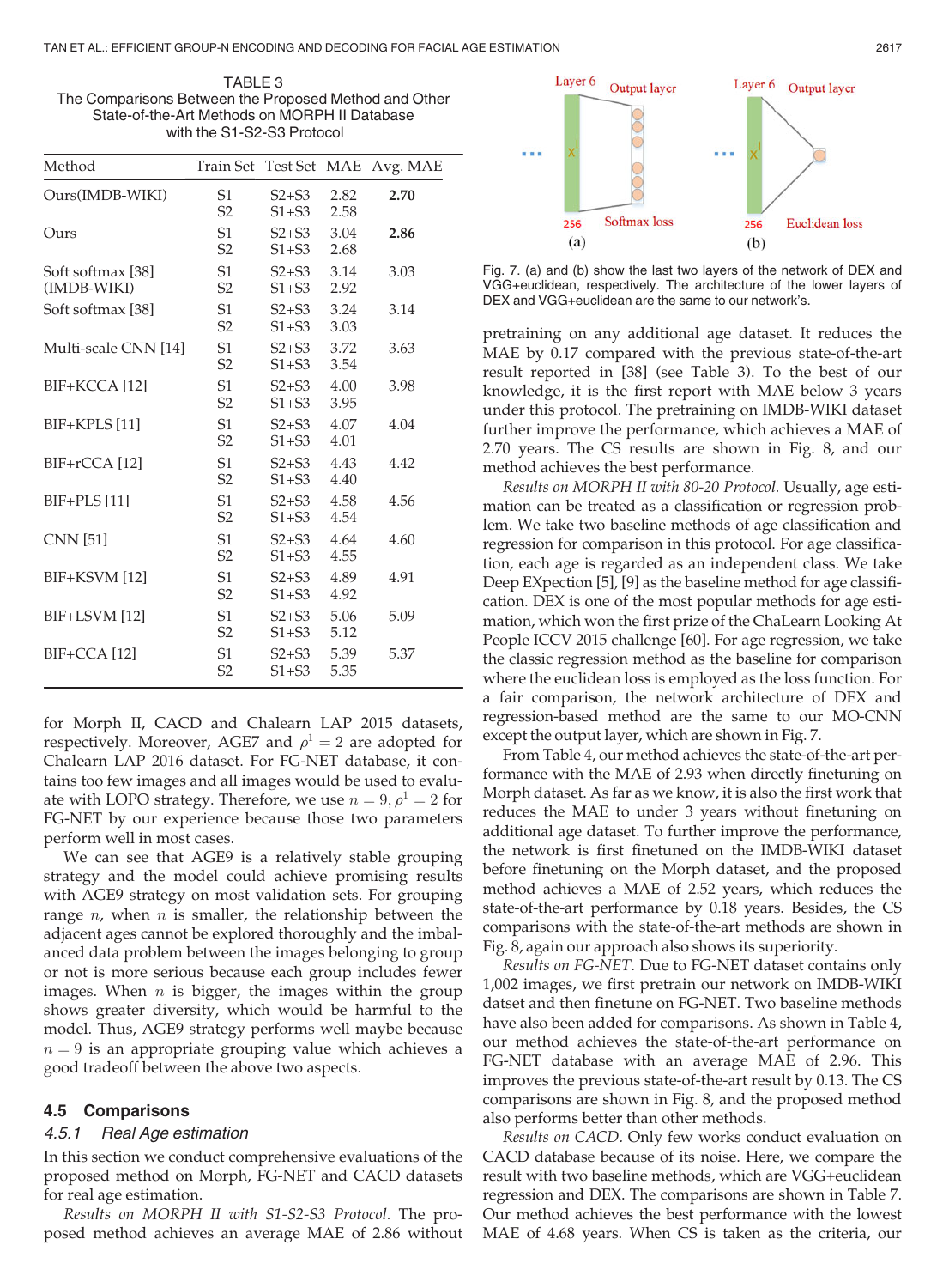TABLE 3
The Comparisons Between the Proposed Method and Other State-of-the-Art Methods on MORPH II Database with the S1-S2-S3 Protocol

| Method | Train Set | Test Set | MAE | Avg. MAE |
|---|---|---|---|---|
| Ours(IMDB-WIKI) | S1 | S2+S3 | 2.82 | **2.70** |
| | S2 | S1+S3 | 2.58 | |
| Ours | S1 | S2+S3 | 3.04 | **2.86** |
| | S2 | S1+S3 | 2.68 | |
| Soft softmax [38] (IMDB-WIKI) | S1 | S2+S3 | 3.14 | 3.03 |
| | S2 | S1+S3 | 2.92 | |
| Soft softmax [38] | S1 | S2+S3 | 3.24 | 3.14 |
| | S2 | S1+S3 | 3.03 | |
| Multi-scale CNN [14] | S1 | S2+S3 | 3.72 | 3.63 |
| | S2 | S1+S3 | 3.54 | |
| BIF+KCCA [12] | S1 | S2+S3 | 4.00 | 3.98 |
| | S2 | S1+S3 | 3.95 | |
| BIF+KPLS [11] | S1 | S2+S3 | 4.07 | 4.04 |
| | S2 | S1+S3 | 4.01 | |
| BIF+rCCA [12] | S1 | S2+S3 | 4.43 | 4.42 |
| | S2 | S1+S3 | 4.40 | |
| BIF+PLS [11] | S1 | S2+S3 | 4.58 | 4.56 |
| | S2 | S1+S3 | 4.54 | |
| CNN [51] | S1 | S2+S3 | 4.64 | 4.60 |
| | S2 | S1+S3 | 4.55 | |
| BIF+KSVM [12] | S1 | S2+S3 | 4.89 | 4.91 |
| | S2 | S1+S3 | 4.92 | |
| BIF+LSVM [12] | S1 | S2+S3 | 5.06 | 5.09 |
| | S2 | S1+S3 | 5.12 | |
| BIF+CCA [12] | S1 | S2+S3 | 5.39 | 5.37 |
| | S2 | S1+S3 | 5.35 | |

for Morph II, CACD and Chalearn LAP 2015 datasets, respectively. Moreover, AGE7 and $\rho^1 = 2$ are adopted for Chalearn LAP 2016 dataset. For FG-NET database, it contains too few images and all images would be used to evaluate with LOPO strategy. Therefore, we use $n = 9, \rho^1 = 2$ for FG-NET by our experience because those two parameters perform well in most cases.

We can see that AGE9 is a relatively stable grouping strategy and the model could achieve promising results with AGE9 strategy on most validation sets. For grouping range $n$, when $n$ is smaller, the relationship between the adjacent ages cannot be explored thoroughly and the imbalanced data problem between the images belonging to group or not is more serious because each group includes fewer images. When $n$ is bigger, the images within the group shows greater diversity, which would be harmful to the model. Thus, AGE9 strategy performs well maybe because $n = 9$ is an appropriate grouping value which achieves a good tradeoff between the above two aspects.

## 4.5 Comparisons

### 4.5.1 *Real Age estimation*

In this section we conduct comprehensive evaluations of the proposed method on Morph, FG-NET and CACD datasets for real age estimation.

*Results on MORPH II with S1-S2-S3 Protocol.* The proposed method achieves an average MAE of 2.86 without pretraining on any additional age dataset. It reduces the MAE by 0.17 compared with the previous state-of-the-art result reported in [38] (see Table 3). To the best of our knowledge, it is the first report with MAE below 3 years under this protocol. The pretraining on IMDB-WIKI dataset further improve the performance, which achieves a MAE of 2.70 years. The CS results are shown in Fig. 8, and our method achieves the best performance.

Fig. 7. (a) and (b) show the last two layers of the network of DEX and VGG+euclidean, respectively. The architecture of the lower layers of DEX and VGG+euclidean are the same to our network's.

*Results on MORPH II with 80-20 Protocol.* Usually, age estimation can be treated as a classification or regression problem. We take two baseline methods of age classification and regression for comparison in this protocol. For age classification, each age is regarded as an independent class. We take Deep EXpection [5], [9] as the baseline method for age classification. DEX is one of the most popular methods for age estimation, which won the first prize of the ChaLearn Looking At People ICCV 2015 challenge [60]. For age regression, we take the classic regression method as the baseline for comparison where the euclidean loss is employed as the loss function. For a fair comparison, the network architecture of DEX and regression-based method are the same to our MO-CNN except the output layer, which are shown in Fig. 7.

From Table 4, our method achieves the state-of-the-art performance with the MAE of 2.93 when directly finetuning on Morph dataset. As far as we know, it is also the first work that reduces the MAE to under 3 years without finetuning on additional age dataset. To further improve the performance, the network is first finetuned on the IMDB-WIKI dataset before finetuning on the Morph dataset, and the proposed method achieves a MAE of 2.52 years, which reduces the state-of-the-art performance by 0.18 years. Besides, the CS comparisons with the state-of-the-art methods are shown in Fig. 8, again our approach also shows its superiority.

*Results on FG-NET.* Due to FG-NET dataset contains only 1,002 images, we first pretrain our network on IMDB-WIKI datset and then finetune on FG-NET. Two baseline methods have also been added for comparisons. As shown in Table 4, our method achieves the state-of-the-art performance on FG-NET database with an average MAE of 2.96. This improves the previous state-of-the-art result by 0.13. The CS comparisons are shown in Fig. 8, and the proposed method also performs better than other methods.

*Results on CACD.* Only few works conduct evaluation on CACD database because of its noise. Here, we compare the result with two baseline methods, which are VGG+euclidean regression and DEX. The comparisons are shown in Table 7. Our method achieves the best performance with the lowest MAE of 4.68 years. When CS is taken as the criteria, our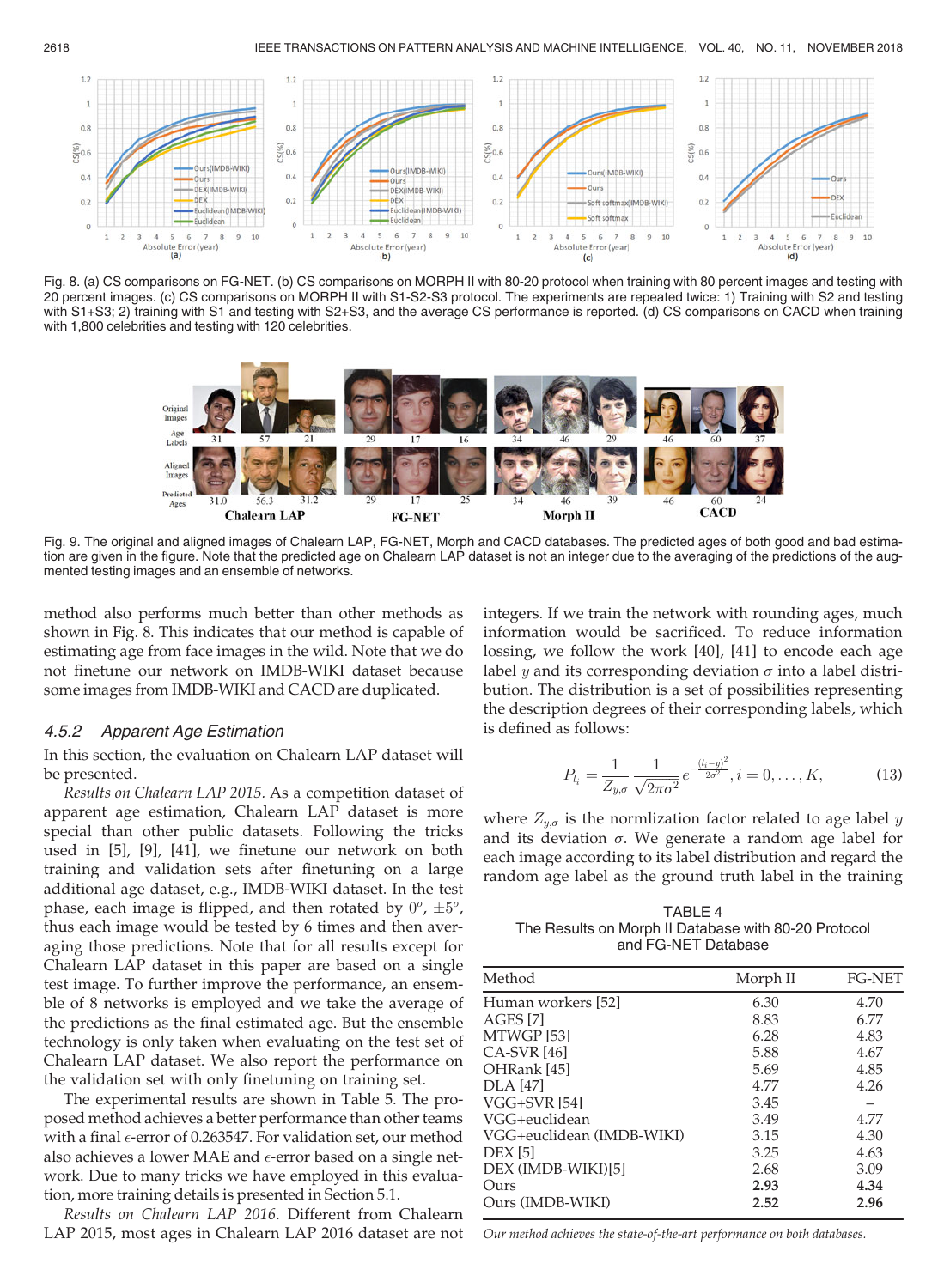Fig. 8. (a) CS comparisons on FG-NET. (b) CS comparisons on MORPH II with 80-20 protocol when training with 80 percent images and testing with 20 percent images. (c) CS comparisons on MORPH II with S1-S2-S3 protocol. The experiments are repeated twice: 1) Training with S2 and testing with S1+S3; 2) training with S1 and testing with S2+S3, and the average CS performance is reported. (d) CS comparisons on CACD when training with 1,800 celebrities and testing with 120 celebrities.

Fig. 9. The original and aligned images of Chalearn LAP, FG-NET, Morph and CACD databases. The predicted ages of both good and bad estimation are given in the figure. Note that the predicted age on Chalearn LAP dataset is not an integer due to the averaging of the predictions of the augmented testing images and an ensemble of networks.

method also performs much better than other methods as shown in Fig. 8. This indicates that our method is capable of estimating age from face images in the wild. Note that we do not finetune our network on IMDB-WIKI dataset because some images from IMDB-WIKI and CACD are duplicated.

#### 4.5.2 Apparent Age Estimation

In this section, the evaluation on Chalearn LAP dataset will be presented.

*Results on Chalearn LAP 2015.* As a competition dataset of apparent age estimation, Chalearn LAP dataset is more special than other public datasets. Following the tricks used in [5], [9], [41], we finetune our network on both training and validation sets after finetuning on a large additional age dataset, e.g., IMDB-WIKI dataset. In the test phase, each image is flipped, and then rotated by $0^o$, $\pm 5^o$, thus each image would be tested by 6 times and then averaging those predictions. Note that for all results except for Chalearn LAP dataset in this paper are based on a single test image. To further improve the performance, an ensemble of 8 networks is employed and we take the average of the predictions as the final estimated age. But the ensemble technology is only taken when evaluating on the test set of Chalearn LAP dataset. We also report the performance on the validation set with only finetuning on training set.

The experimental results are shown in Table 5. The proposed method achieves a better performance than other teams with a final $\epsilon$-error of 0.263547. For validation set, our method also achieves a lower MAE and $\epsilon$-error based on a single network. Due to many tricks we have employed in this evaluation, more training details is presented in Section 5.1.

*Results on Chalearn LAP 2016.* Different from Chalearn LAP 2015, most ages in Chalearn LAP 2016 dataset are not integers. If we train the network with rounding ages, much information would be sacrificed. To reduce information lossing, we follow the work [40], [41] to encode each age label $y$ and its corresponding deviation $\sigma$ into a label distribution. The distribution is a set of possibilities representing the description degrees of their corresponding labels, which is defined as follows:

$$P_{l_i} = \frac{1}{Z_{y,\sigma}} \frac{1}{\sqrt{2\pi\sigma^2}} e^{-\frac{(l_i - y)^2}{2\sigma^2}}, i = 0, \ldots, K, \tag{13}$$

where $Z_{y,\sigma}$ is the normlization factor related to age label $y$ and its deviation $\sigma$. We generate a random age label for each image according to its label distribution and regard the random age label as the ground truth label in the training

TABLE 4
The Results on Morph II Database with 80-20 Protocol and FG-NET Database

| Method | Morph II | FG-NET |
|---|---|---|
| Human workers [52] | 6.30 | 4.70 |
| AGES [7] | 8.83 | 6.77 |
| MTWGP [53] | 6.28 | 4.83 |
| CA-SVR [46] | 5.88 | 4.67 |
| OHRank [45] | 5.69 | 4.85 |
| DLA [47] | 4.77 | 4.26 |
| VGG+SVR [54] | 3.45 | – |
| VGG+euclidean | 3.49 | 4.77 |
| VGG+euclidean (IMDB-WIKI) | 3.15 | 4.30 |
| DEX [5] | 3.25 | 4.63 |
| DEX (IMDB-WIKI)[5] | 2.68 | 3.09 |
| Ours | **2.93** | **4.34** |
| Ours (IMDB-WIKI) | **2.52** | **2.96** |

*Our method achieves the state-of-the-art performance on both databases.*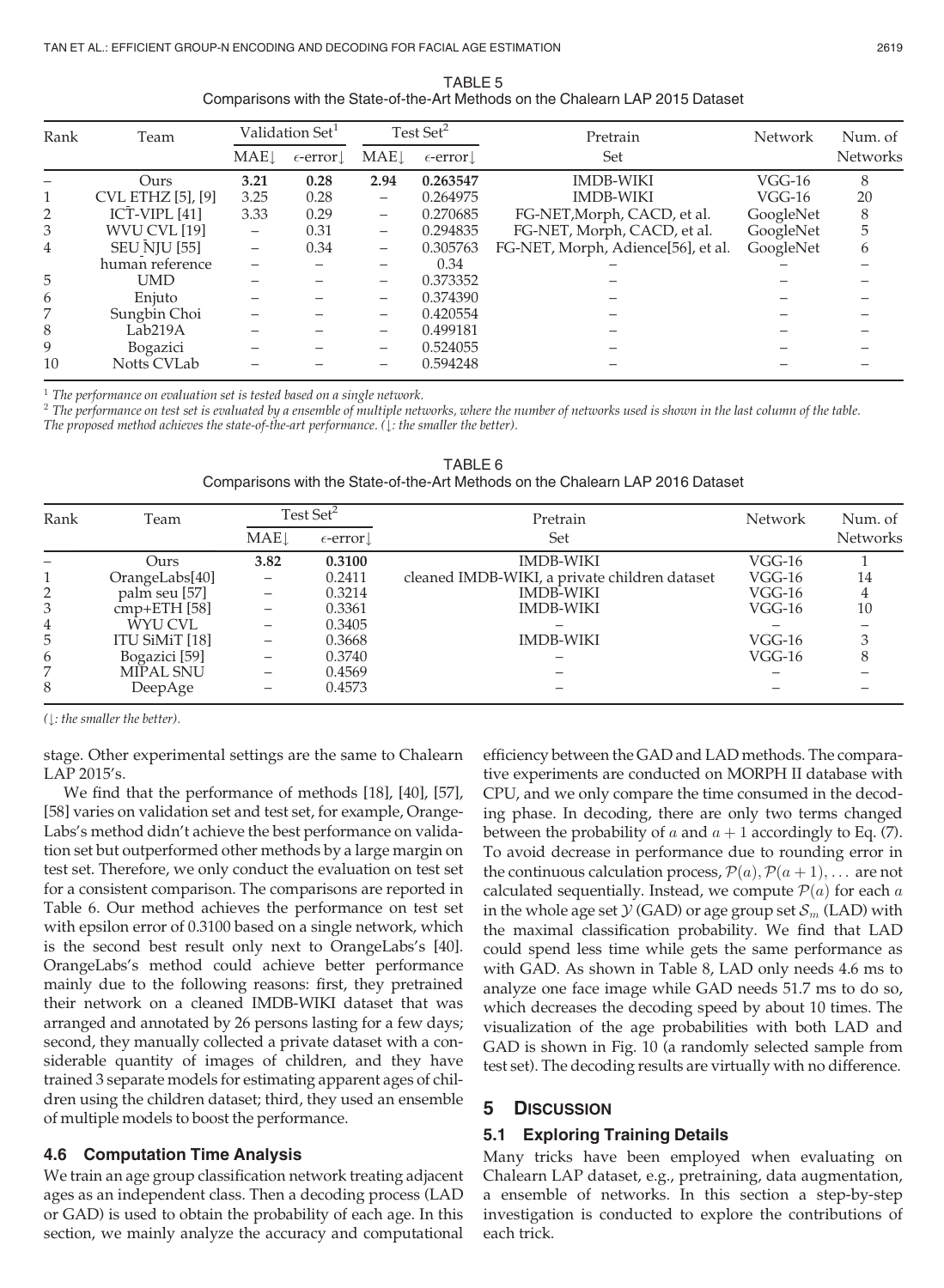TABLE 5
Comparisons with the State-of-the-Art Methods on the Chalearn LAP 2015 Dataset

| Rank | Team | Validation Set[1] | | Test Set[2] | | Pretrain | Network | Num. of |
|---|---|---|---|---|---|---|---|---|
| | | MAE↓ | $\epsilon$-error↓ | MAE↓ | $\epsilon$-error↓ | Set | | Networks |
| – | Ours | **3.21** | **0.28** | **2.94** | **0.263547** | IMDB-WIKI | VGG-16 | 8 |
| 1 | CVL ETHZ [5], [9] | 3.25 | 0.28 | – | 0.264975 | IMDB-WIKI | VGG-16 | 20 |
| 2 | ICT-VIPL [41] | 3.33 | 0.29 | – | 0.270685 | FG-NET,Morph, CACD, et al. | GoogleNet | 8 |
| 3 | WVU CVL [19] | – | 0.31 | – | 0.294835 | FG-NET, Morph, CACD, et al. | GoogleNet | 5 |
| 4 | SEU NJU [55] | – | 0.34 | – | 0.305763 | FG-NET, Morph, Adience[56], et al. | GoogleNet | 6 |
| | human reference | – | – | – | 0.34 | – | – | – |
| 5 | UMD | – | – | – | 0.373352 | – | – | – |
| 6 | Enjuto | – | – | – | 0.374390 | – | – | – |
| 7 | Sungbin Choi | – | – | – | 0.420554 | – | – | – |
| 8 | Lab219A | – | – | – | 0.499181 | – | – | – |
| 9 | Bogazici | – | – | – | 0.524055 | – | – | – |
| 10 | Notts CVLab | – | – | – | 0.594248 | – | – | – |

[1] *The performance on evaluation set is tested based on a single network.*
[2] *The performance on test set is evaluated by a ensemble of multiple networks, where the number of networks used is shown in the last column of the table.*
*The proposed method achieves the state-of-the-art performance. (↓: the smaller the better).*

TABLE 6
Comparisons with the State-of-the-Art Methods on the Chalearn LAP 2016 Dataset

| Rank | Team | Test Set[2] | | Pretrain | Network | Num. of |
|---|---|---|---|---|---|---|
| | | MAE↓ | $\epsilon$-error↓ | Set | | Networks |
| – | Ours | **3.82** | **0.3100** | IMDB-WIKI | VGG-16 | 1 |
| 1 | OrangeLabs[40] | – | 0.2411 | cleaned IMDB-WIKI, a private children dataset | VGG-16 | 14 |
| 2 | palm seu [57] | – | 0.3214 | IMDB-WIKI | VGG-16 | 4 |
| 3 | cmp+ETH [58] | – | 0.3361 | IMDB-WIKI | VGG-16 | 10 |
| 4 | WYU CVL | – | 0.3405 | – | – | – |
| 5 | ITU SiMiT [18] | – | 0.3668 | IMDB-WIKI | VGG-16 | 3 |
| 6 | Bogazici [59] | – | 0.3740 | – | VGG-16 | 8 |
| 7 | MIPAL SNU | – | 0.4569 | – | – | – |
| 8 | DeepAge | – | 0.4573 | – | – | – |

*(↓: the smaller the better).*

stage. Other experimental settings are the same to Chalearn LAP 2015's.

We find that the performance of methods [18], [40], [57], [58] varies on validation set and test set, for example, OrangeLabs's method didn't achieve the best performance on validation set but outperformed other methods by a large margin on test set. Therefore, we only conduct the evaluation on test set for a consistent comparison. The comparisons are reported in Table 6. Our method achieves the performance on test set with epsilon error of 0.3100 based on a single network, which is the second best result only next to OrangeLabs's [40]. OrangeLabs's method could achieve better performance mainly due to the following reasons: first, they pretrained their network on a cleaned IMDB-WIKI dataset that was arranged and annotated by 26 persons lasting for a few days; second, they manually collected a private dataset with a considerable quantity of images of children, and they have trained 3 separate models for estimating apparent ages of children using the children dataset; third, they used an ensemble of multiple models to boost the performance.

### 4.6 Computation Time Analysis

We train an age group classification network treating adjacent ages as an independent class. Then a decoding process (LAD or GAD) is used to obtain the probability of each age. In this section, we mainly analyze the accuracy and computational efficiency between the GAD and LAD methods. The comparative experiments are conducted on MORPH II database with CPU, and we only compare the time consumed in the decoding phase. In decoding, there are only two terms changed between the probability of $a$ and $a+1$ accordingly to Eq. (7). To avoid decrease in performance due to rounding error in the continuous calculation process, $\mathcal{P}(a), \mathcal{P}(a+1), \ldots$ are not calculated sequentially. Instead, we compute $\mathcal{P}(a)$ for each $a$ in the whole age set $\mathcal{Y}$ (GAD) or age group set $\mathcal{S}_m$ (LAD) with the maximal classification probability. We find that LAD could spend less time while gets the same performance as with GAD. As shown in Table 8, LAD only needs 4.6 ms to analyze one face image while GAD needs 51.7 ms to do so, which decreases the decoding speed by about 10 times. The visualization of the age probabilities with both LAD and GAD is shown in Fig. 10 (a randomly selected sample from test set). The decoding results are virtually with no difference.

## 5 Discussion

### 5.1 Exploring Training Details

Many tricks have been employed when evaluating on Chalearn LAP dataset, e.g., pretraining, data augmentation, a ensemble of networks. In this section a step-by-step investigation is conducted to explore the contributions of each trick.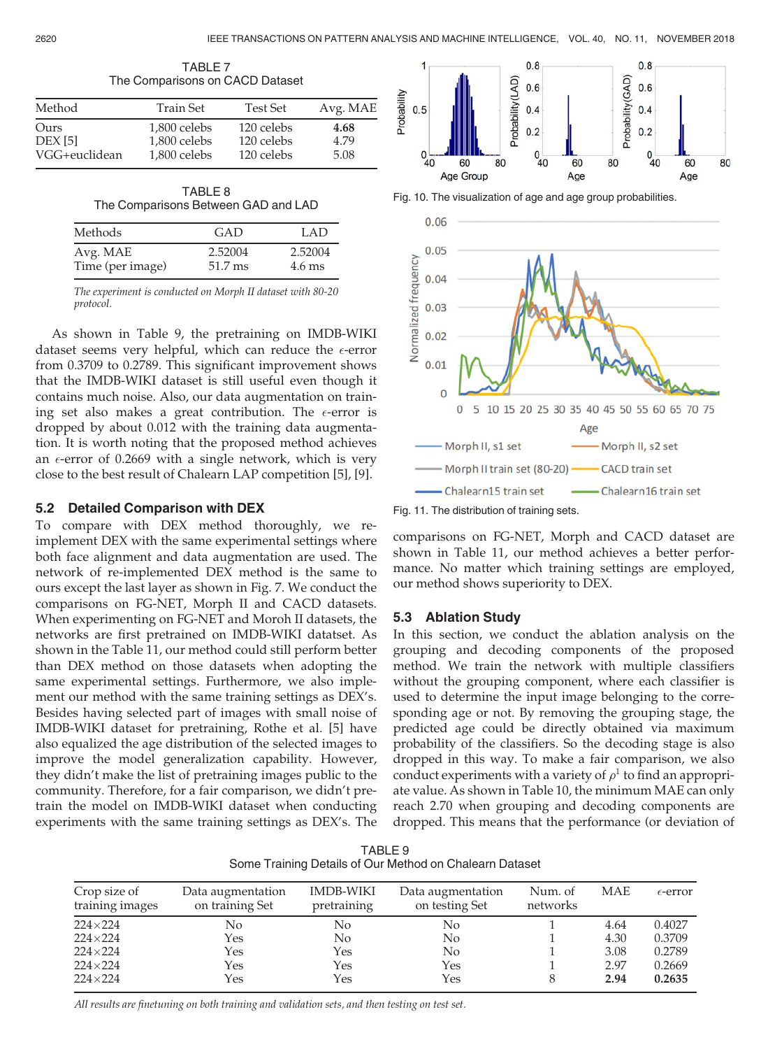TABLE 7
The Comparisons on CACD Dataset

| Method | Train Set | Test Set | Avg. MAE |
| --- | --- | --- | --- |
| Ours | 1,800 celebs | 120 celebs | **4.68** |
| DEX [5] | 1,800 celebs | 120 celebs | 4.79 |
| VGG+euclidean | 1,800 celebs | 120 celebs | 5.08 |

TABLE 8
The Comparisons Between GAD and LAD

| Methods | GAD | LAD |
| --- | --- | --- |
| Avg. MAE | 2.52004 | 2.52004 |
| Time (per image) | 51.7 ms | 4.6 ms |

*The experiment is conducted on Morph II dataset with 80-20 protocol.*

As shown in Table 9, the pretraining on IMDB-WIKI dataset seems very helpful, which can reduce the $\epsilon$-error from 0.3709 to 0.2789. This significant improvement shows that the IMDB-WIKI dataset is still useful even though it contains much noise. Also, our data augmentation on training set also makes a great contribution. The $\epsilon$-error is dropped by about 0.012 with the training data augmentation. It is worth noting that the proposed method achieves an $\epsilon$-error of 0.2669 with a single network, which is very close to the best result of Chalearn LAP competition [5], [9].

### 5.2 Detailed Comparison with DEX

To compare with DEX method thoroughly, we re-implement DEX with the same experimental settings where both face alignment and data augmentation are used. The network of re-implemented DEX method is the same to ours except the last layer as shown in Fig. 7. We conduct the comparisons on FG-NET, Morph II and CACD datasets. When experimenting on FG-NET and Moroh II datasets, the networks are first pretrained on IMDB-WIKI datatset. As shown in the Table 11, our method could still perform better than DEX method on those datasets when adopting the same experimental settings. Furthermore, we also implement our method with the same training settings as DEX's. Besides having selected part of images with small noise of IMDB-WIKI dataset for pretraining, Rothe et al. [5] have also equalized the age distribution of the selected images to improve the model generalization capability. However, they didn't make the list of pretraining images public to the community. Therefore, for a fair comparison, we didn't pretrain the model on IMDB-WIKI dataset when conducting experiments with the same training settings as DEX's. The comparisons on FG-NET, Morph and CACD dataset are shown in Table 11, our method achieves a better performance. No matter which training settings are employed, our method shows superiority to DEX.

Fig. 10. The visualization of age and age group probabilities.

Fig. 11. The distribution of training sets.

### 5.3 Ablation Study

In this section, we conduct the ablation analysis on the grouping and decoding components of the proposed method. We train the network with multiple classifiers without the grouping component, where each classifier is used to determine the input image belonging to the corresponding age or not. By removing the grouping stage, the predicted age could be directly obtained via maximum probability of the classifiers. So the decoding stage is also dropped in this way. To make a fair comparison, we also conduct experiments with a variety of $\rho^1$ to find an appropriate value. As shown in Table 10, the minimum MAE can only reach 2.70 when grouping and decoding components are dropped. This means that the performance (or deviation of

TABLE 9
Some Training Details of Our Method on Chalearn Dataset

| Crop size of training images | Data augmentation on training Set | IMDB-WIKI pretraining | Data augmentation on testing Set | Num. of networks | MAE | $\epsilon$-error |
| --- | --- | --- | --- | --- | --- | --- |
| 224×224 | No | No | No | 1 | 4.64 | 0.4027 |
| 224×224 | Yes | No | No | 1 | 4.30 | 0.3709 |
| 224×224 | Yes | Yes | No | 1 | 3.08 | 0.2789 |
| 224×224 | Yes | Yes | Yes | 1 | 2.97 | 0.2669 |
| 224×224 | Yes | Yes | Yes | 8 | **2.94** | **0.2635** |

*All results are finetuning on both training and validation sets, and then testing on test set.*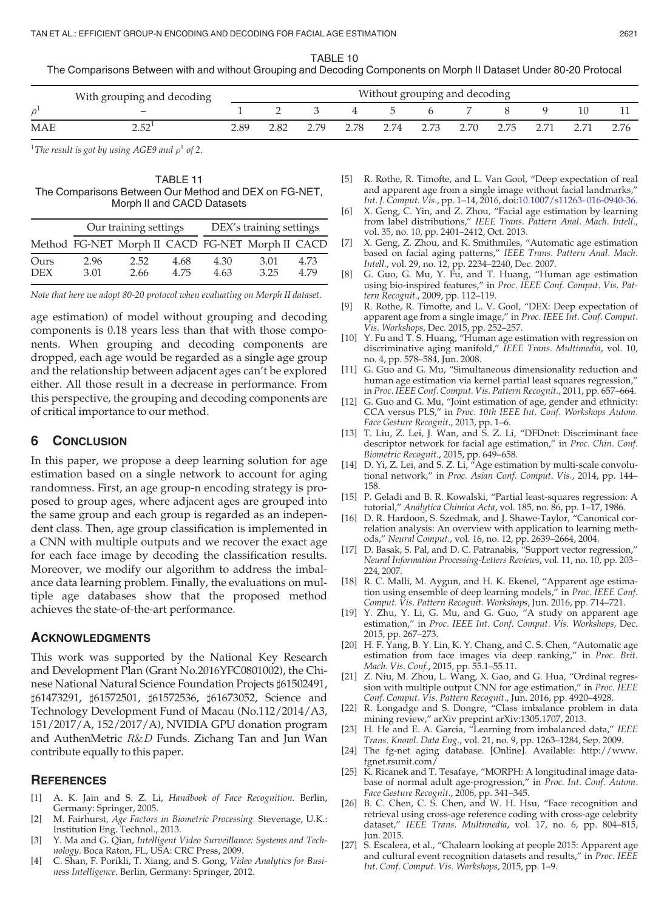TABLE 10
The Comparisons Between with and without Grouping and Decoding Components on Morph II Dataset Under 80-20 Protocal

| | With grouping and decoding | Without grouping and decoding | | | | | | | | | | |
|---|---|---|---|---|---|---|---|---|---|---|---|---|
| $\rho^1$ | – | 1 | 2 | 3 | 4 | 5 | 6 | 7 | 8 | 9 | 10 | 11 |
| MAE | 2.52[1] | 2.89 | 2.82 | 2.79 | 2.78 | 2.74 | 2.73 | 2.70 | 2.75 | 2.71 | 2.71 | 2.76 |

[1]*The result is got by using AGE9 and $\rho^1$ of 2.*

TABLE 11
The Comparisons Between Our Method and DEX on FG-NET, Morph II and CACD Datasets

| | Our training settings | | | DEX's training settings | | |
|---|---|---|---|---|---|---|
| Method | FG-NET | Morph II | CACD | FG-NET | Morph II | CACD |
| Ours | 2.96 | 2.52 | 4.68 | 4.30 | 3.01 | 4.73 |
| DEX | 3.01 | 2.66 | 4.75 | 4.63 | 3.25 | 4.79 |

*Note that here we adopt 80-20 protocol when evaluating on Morph II dataset.*

age estimation) of model without grouping and decoding components is 0.18 years less than that with those components. When grouping and decoding components are dropped, each age would be regarded as a single age group and the relationship between adjacent ages can't be explored either. All those result in a decrease in performance. From this perspective, the grouping and decoding components are of critical importance to our method.

## 6 Conclusion

In this paper, we propose a deep learning solution for age estimation based on a single network to account for aging randomness. First, an age group-n encoding strategy is proposed to group ages, where adjacent ages are grouped into the same group and each group is regarded as an independent class. Then, age group classification is implemented in a CNN with multiple outputs and we recover the exact age for each face image by decoding the classification results. Moreover, we modify our algorithm to address the imbalance data learning problem. Finally, the evaluations on multiple age databases show that the proposed method achieves the state-of-the-art performance.

## Acknowledgments

This work was supported by the National Key Research and Development Plan (Grant No.2016YFC0801002), the Chinese National Natural Science Foundation Projects ♯61502491, ♯61473291, ♯61572501, ♯61572536, ♯61673052, Science and Technology Development Fund of Macau (No.112/2014/A3, 151/2017/A, 152/2017/A), NVIDIA GPU donation program and AuthenMetric *R&D* Funds. Zichang Tan and Jun Wan contribute equally to this paper.

## References

[1] A. K. Jain and S. Z. Li, *Handbook of Face Recognition*. Berlin, Germany: Springer, 2005.

[2] M. Fairhurst, *Age Factors in Biometric Processing*. Stevenage, U.K.: Institution Eng. Technol., 2013.

[3] Y. Ma and G. Qian, *Intelligent Video Surveillance: Systems and Technology*. Boca Raton, FL, USA: CRC Press, 2009.

[4] C. Shan, F. Porikli, T. Xiang, and S. Gong, *Video Analytics for Business Intelligence*. Berlin, Germany: Springer, 2012.

[5] R. Rothe, R. Timofte, and L. Van Gool, "Deep expectation of real and apparent age from a single image without facial landmarks," *Int. J. Comput. Vis.*, pp. 1–14, 2016, doi:10.1007/s11263-016-0940-36.

[6] X. Geng, C. Yin, and Z. Zhou, "Facial age estimation by learning from label distributions," *IEEE Trans. Pattern Anal. Mach. Intell.*, vol. 35, no. 10, pp. 2401–2412, Oct. 2013.

[7] X. Geng, Z. Zhou, and K. Smithmiles, "Automatic age estimation based on facial aging patterns," *IEEE Trans. Pattern Anal. Mach. Intell.*, vol. 29, no. 12, pp. 2234–2240, Dec. 2007.

[8] G. Guo, G. Mu, Y. Fu, and T. Huang, "Human age estimation using bio-inspired features," in *Proc. IEEE Conf. Comput. Vis. Pattern Recognit.*, 2009, pp. 112–119.

[9] R. Rothe, R. Timofte, and L. V. Gool, "DEX: Deep expectation of apparent age from a single image," in *Proc. IEEE Int. Conf. Comput. Vis. Workshops*, Dec. 2015, pp. 252–257.

[10] Y. Fu and T. S. Huang, "Human age estimation with regression on discriminative aging manifold," *IEEE Trans. Multimedia*, vol. 10, no. 4, pp. 578–584, Jun. 2008.

[11] G. Guo and G. Mu, "Simultaneous dimensionality reduction and human age estimation via kernel partial least squares regression," in *Proc. IEEE Conf. Comput. Vis. Pattern Recognit.*, 2011, pp. 657–664.

[12] G. Guo and G. Mu, "Joint estimation of age, gender and ethnicity: CCA versus PLS," in *Proc. 10th IEEE Int. Conf. Workshops Autom. Face Gesture Recognit.*, 2013, pp. 1–6.

[13] T. Liu, Z. Lei, J. Wan, and S. Z. Li, "DFDnet: Discriminant face descriptor network for facial age estimation," in *Proc. Chin. Conf. Biometric Recognit.*, 2015, pp. 649–658.

[14] D. Yi, Z. Lei, and S. Z. Li, "Age estimation by multi-scale convolutional network," in *Proc. Asian Conf. Comput. Vis.*, 2014, pp. 144–158.

[15] P. Geladi and B. R. Kowalski, "Partial least-squares regression: A tutorial," *Analytica Chimica Acta*, vol. 185, no. 86, pp. 1–17, 1986.

[16] D. R. Hardoon, S. Szedmak, and J. Shawe-Taylor, "Canonical correlation analysis: An overview with application to learning methods," *Neural Comput.*, vol. 16, no. 12, pp. 2639–2664, 2004.

[17] D. Basak, S. Pal, and D. C. Patranabis, "Support vector regression," *Neural Information Processing-Letters Reviews*, vol. 11, no. 10, pp. 203–224, 2007.

[18] R. C. Malli, M. Aygun, and H. K. Ekenel, "Apparent age estimation using ensemble of deep learning models," in *Proc. IEEE Conf. Comput. Vis. Pattern Recognit. Workshops*, Jun. 2016, pp. 714–721.

[19] Y. Zhu, Y. Li, G. Mu, and G. Guo, "A study on apparent age estimation," in *Proc. IEEE Int. Conf. Comput. Vis. Workshops*, Dec. 2015, pp. 267–273.

[20] H. F. Yang, B. Y. Lin, K. Y. Chang, and C. S. Chen, "Automatic age estimation from face images via deep ranking," in *Proc. Brit. Mach. Vis. Conf.*, 2015, pp. 55.1–55.11.

[21] Z. Niu, M. Zhou, L. Wang, X. Gao, and G. Hua, "Ordinal regression with multiple output CNN for age estimation," in *Proc. IEEE Conf. Comput. Vis. Pattern Recognit.*, Jun. 2016, pp. 4920–4928.

[22] R. Longadge and S. Dongre, "Class imbalance problem in data mining review," arXiv preprint arXiv:1305.1707, 2013.

[23] H. He and E. A. Garcia, "Learning from imbalanced data," *IEEE Trans. Knowl. Data Eng.*, vol. 21, no. 9, pp. 1263–1284, Sep. 2009.

[24] The fg-net aging database. [Online]. Available: http://www.fgnet.rsunit.com/

[25] K. Ricanek and T. Tesafaye, "MORPH: A longitudinal image database of normal adult age-progression," in *Proc. Int. Conf. Autom. Face Gesture Recognit.*, 2006, pp. 341–345.

[26] B. C. Chen, C. S. Chen, and W. H. Hsu, "Face recognition and retrieval using cross-age reference coding with cross-age celebrity dataset," *IEEE Trans. Multimedia*, vol. 17, no. 6, pp. 804–815, Jun. 2015.

[27] S. Escalera, et al., "Chalearn looking at people 2015: Apparent age and cultural event recognition datasets and results," in *Proc. IEEE Int. Conf. Comput. Vis. Workshops*, 2015, pp. 1–9.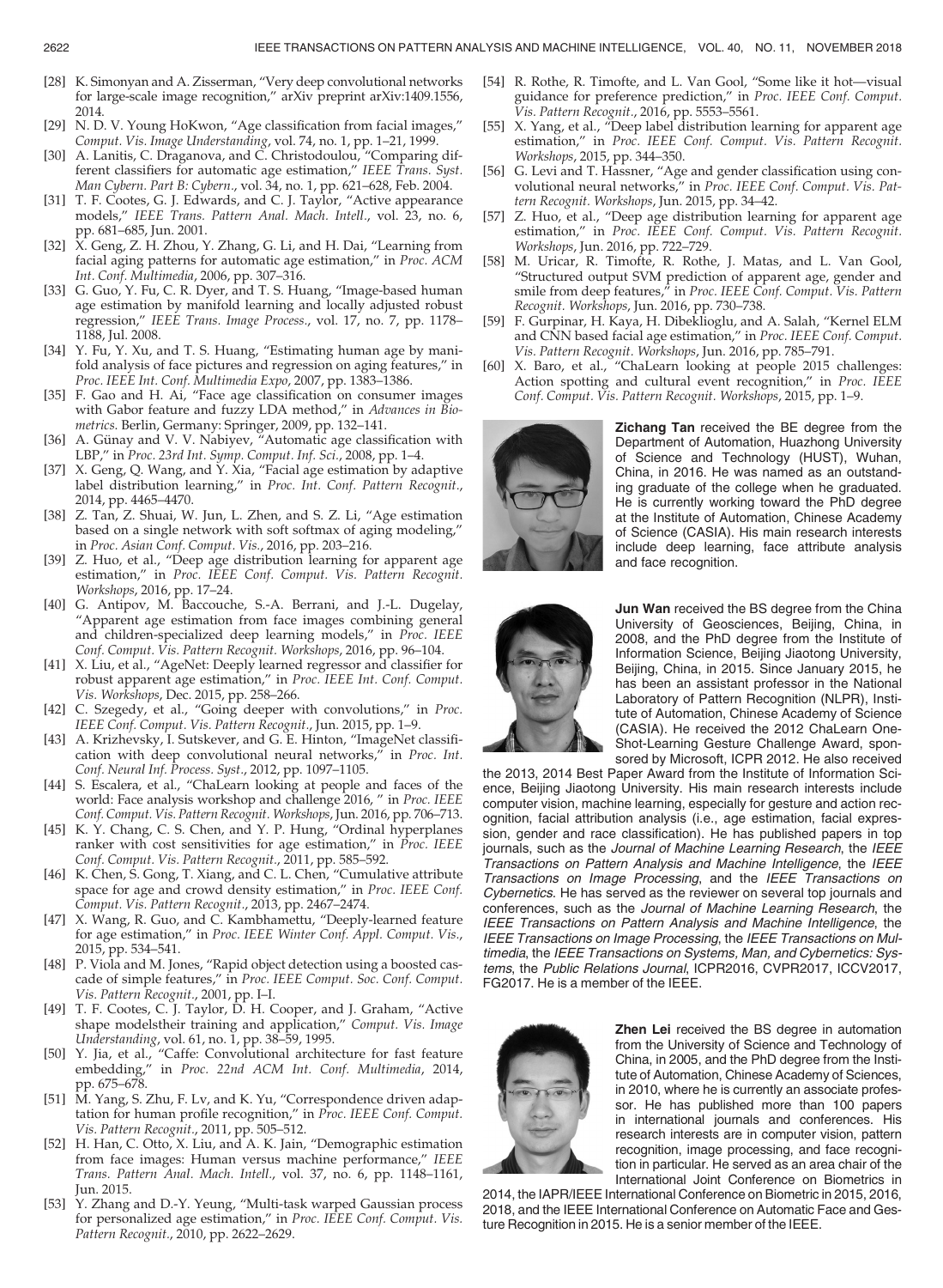[28] K. Simonyan and A. Zisserman, "Very deep convolutional networks for large-scale image recognition," arXiv preprint arXiv:1409.1556, 2014.

[29] N. D. V. Young HoKwon, "Age classification from facial images," *Comput. Vis. Image Understanding*, vol. 74, no. 1, pp. 1–21, 1999.

[30] A. Lanitis, C. Draganova, and C. Christodoulou, "Comparing different classifiers for automatic age estimation," *IEEE Trans. Syst. Man Cybern. Part B: Cybern*., vol. 34, no. 1, pp. 621–628, Feb. 2004.

[31] T. F. Cootes, G. J. Edwards, and C. J. Taylor, "Active appearance models," *IEEE Trans. Pattern Anal. Mach. Intell*., vol. 23, no. 6, pp. 681–685, Jun. 2001.

[32] X. Geng, Z. H. Zhou, Y. Zhang, G. Li, and H. Dai, "Learning from facial aging patterns for automatic age estimation," in *Proc. ACM Int. Conf. Multimedia*, 2006, pp. 307–316.

[33] G. Guo, Y. Fu, C. R. Dyer, and T. S. Huang, "Image-based human age estimation by manifold learning and locally adjusted robust regression," *IEEE Trans. Image Process*., vol. 17, no. 7, pp. 1178–1188, Jul. 2008.

[34] Y. Fu, Y. Xu, and T. S. Huang, "Estimating human age by manifold analysis of face pictures and regression on aging features," in *Proc. IEEE Int. Conf. Multimedia Expo*, 2007, pp. 1383–1386.

[35] F. Gao and H. Ai, "Face age classification on consumer images with Gabor feature and fuzzy LDA method," in *Advances in Biometrics*. Berlin, Germany: Springer, 2009, pp. 132–141.

[36] A. Günay and V. V. Nabiyev, "Automatic age classification with LBP," in *Proc. 23rd Int. Symp. Comput. Inf. Sci*., 2008, pp. 1–4.

[37] X. Geng, Q. Wang, and Y. Xia, "Facial age estimation by adaptive label distribution learning," in *Proc. Int. Conf. Pattern Recognit*., 2014, pp. 4465–4470.

[38] Z. Tan, Z. Shuai, W. Jun, L. Zhen, and S. Z. Li, "Age estimation based on a single network with soft softmax of aging modeling," in *Proc. Asian Conf. Comput. Vis.*, 2016, pp. 203–216.

[39] Z. Huo, et al., "Deep age distribution learning for apparent age estimation," in *Proc. IEEE Conf. Comput. Vis. Pattern Recognit. Workshops*, 2016, pp. 17–24.

[40] G. Antipov, M. Baccouche, S.-A. Berrani, and J.-L. Dugelay, "Apparent age estimation from face images combining general and children-specialized deep learning models," in *Proc. IEEE Conf. Comput. Vis. Pattern Recognit. Workshops*, 2016, pp. 96–104.

[41] X. Liu, et al., "AgeNet: Deeply learned regressor and classifier for robust apparent age estimation," in *Proc. IEEE Int. Conf. Comput. Vis. Workshops*, Dec. 2015, pp. 258–266.

[42] C. Szegedy, et al., "Going deeper with convolutions," in *Proc. IEEE Conf. Comput. Vis. Pattern Recognit.*, Jun. 2015, pp. 1–9.

[43] A. Krizhevsky, I. Sutskever, and G. E. Hinton, "ImageNet classification with deep convolutional neural networks," in *Proc. Int. Conf. Neural Inf. Process. Syst*., 2012, pp. 1097–1105.

[44] S. Escalera, et al., "ChaLearn looking at people and faces of the world: Face analysis workshop and challenge 2016, " in *Proc. IEEE Conf. Comput. Vis. Pattern Recognit. Workshops*, Jun. 2016, pp. 706–713.

[45] K. Y. Chang, C. S. Chen, and Y. P. Hung, "Ordinal hyperplanes ranker with cost sensitivities for age estimation," in *Proc. IEEE Conf. Comput. Vis. Pattern Recognit*., 2011, pp. 585–592.

[46] K. Chen, S. Gong, T. Xiang, and C. L. Chen, "Cumulative attribute space for age and crowd density estimation," in *Proc. IEEE Conf. Comput. Vis. Pattern Recognit*., 2013, pp. 2467–2474.

[47] X. Wang, R. Guo, and C. Kambhamettu, "Deeply-learned feature for age estimation," in *Proc. IEEE Winter Conf. Appl. Comput. Vis.*, 2015, pp. 534–541.

[48] P. Viola and M. Jones, "Rapid object detection using a boosted cascade of simple features," in *Proc. IEEE Comput. Soc. Conf. Comput. Vis. Pattern Recognit*., 2001, pp. I–I.

[49] T. F. Cootes, C. J. Taylor, D. H. Cooper, and J. Graham, "Active shape modelstheir training and application," *Comput. Vis. Image Understanding*, vol. 61, no. 1, pp. 38–59, 1995.

[50] Y. Jia, et al., "Caffe: Convolutional architecture for fast feature embedding," in *Proc. 22nd ACM Int. Conf. Multimedia*, 2014, pp. 675–678.

[51] M. Yang, S. Zhu, F. Lv, and K. Yu, "Correspondence driven adaptation for human profile recognition," in *Proc. IEEE Conf. Comput. Vis. Pattern Recognit*., 2011, pp. 505–512.

[52] H. Han, C. Otto, X. Liu, and A. K. Jain, "Demographic estimation from face images: Human versus machine performance," *IEEE Trans. Pattern Anal. Mach. Intell*., vol. 37, no. 6, pp. 1148–1161, Jun. 2015.

[53] Y. Zhang and D.-Y. Yeung, "Multi-task warped Gaussian process for personalized age estimation," in *Proc. IEEE Conf. Comput. Vis. Pattern Recognit*., 2010, pp. 2622–2629.

[54] R. Rothe, R. Timofte, and L. Van Gool, "Some like it hot—visual guidance for preference prediction," in *Proc. IEEE Conf. Comput. Vis. Pattern Recognit*., 2016, pp. 5553–5561.

[55] X. Yang, et al., "Deep label distribution learning for apparent age estimation," in *Proc. IEEE Conf. Comput. Vis. Pattern Recognit. Workshops*, 2015, pp. 344–350.

[56] G. Levi and T. Hassner, "Age and gender classification using convolutional neural networks," in *Proc. IEEE Conf. Comput. Vis. Pattern Recognit. Workshops*, Jun. 2015, pp. 34–42.

[57] Z. Huo, et al., "Deep age distribution learning for apparent age estimation," in *Proc. IEEE Conf. Comput. Vis. Pattern Recognit. Workshops*, Jun. 2016, pp. 722–729.

[58] M. Uricar, R. Timofte, R. Rothe, J. Matas, and L. Van Gool, "Structured output SVM prediction of apparent age, gender and smile from deep features," in *Proc. IEEE Conf. Comput. Vis. Pattern Recognit. Workshops*, Jun. 2016, pp. 730–738.

[59] F. Gurpinar, H. Kaya, H. Dibeklioglu, and A. Salah, "Kernel ELM and CNN based facial age estimation," in *Proc. IEEE Conf. Comput. Vis. Pattern Recognit. Workshops*, Jun. 2016, pp. 785–791.

[60] X. Baro, et al., "ChaLearn looking at people 2015 challenges: Action spotting and cultural event recognition," in *Proc. IEEE Conf. Comput. Vis. Pattern Recognit. Workshops*, 2015, pp. 1–9.

**Zichang Tan** received the BE degree from the Department of Automation, Huazhong University of Science and Technology (HUST), Wuhan, China, in 2016. He was named as an outstanding graduate of the college when he graduated. He is currently working toward the PhD degree at the Institute of Automation, Chinese Academy of Science (CASIA). His main research interests include deep learning, face attribute analysis and face recognition.

**Jun Wan** received the BS degree from the China University of Geosciences, Beijing, China, in 2008, and the PhD degree from the Institute of Information Science, Beijing Jiaotong University, Beijing, China, in 2015. Since January 2015, he has been an assistant professor in the National Laboratory of Pattern Recognition (NLPR), Institute of Automation, Chinese Academy of Science (CASIA). He received the 2012 ChaLearn One-Shot-Learning Gesture Challenge Award, sponsored by Microsoft, ICPR 2012. He also received the 2013, 2014 Best Paper Award from the Institute of Information Science, Beijing Jiaotong University. His main research interests include computer vision, machine learning, especially for gesture and action recognition, facial attribution analysis (i.e., age estimation, facial expression, gender and race classification). He has published papers in top journals, such as the *Journal of Machine Learning Research*, the *IEEE Transactions on Pattern Analysis and Machine Intelligence*, the *IEEE Transactions on Image Processing*, and the *IEEE Transactions on Cybernetics*. He has served as the reviewer on several top journals and conferences, such as the *Journal of Machine Learning Research*, the *IEEE Transactions on Pattern Analysis and Machine Intelligence*, the *IEEE Transactions on Image Processing*, the *IEEE Transactions on Multimedia*, the *IEEE Transactions on Systems, Man, and Cybernetics: Systems*, the *Public Relations Journal*, ICPR2016, CVPR2017, ICCV2017, FG2017. He is a member of the IEEE.

**Zhen Lei** received the BS degree in automation from the University of Science and Technology of China, in 2005, and the PhD degree from the Institute of Automation, Chinese Academy of Sciences, in 2010, where he is currently an associate professor. He has published more than 100 papers in international journals and conferences. His research interests are in computer vision, pattern recognition, image processing, and face recognition in particular. He served as an area chair of the International Joint Conference on Biometrics in 2014, the IAPR/IEEE International Conference on Biometric in 2015, 2016, 2018, and the IEEE International Conference on Automatic Face and Gesture Recognition in 2015. He is a senior member of the IEEE.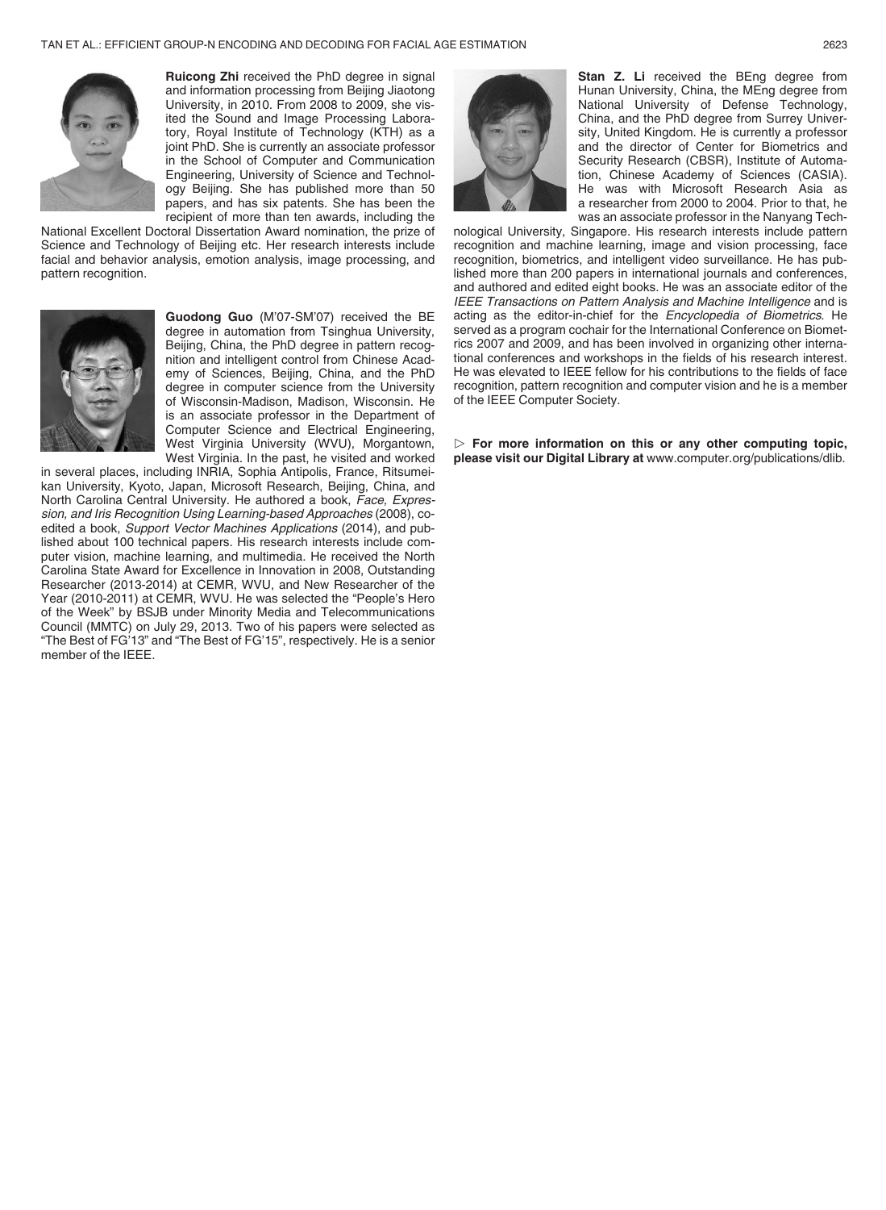**Ruicong Zhi** received the PhD degree in signal and information processing from Beijing Jiaotong University, in 2010. From 2008 to 2009, she visited the Sound and Image Processing Laboratory, Royal Institute of Technology (KTH) as a joint PhD. She is currently an associate professor in the School of Computer and Communication Engineering, University of Science and Technology Beijing. She has published more than 50 papers, and has six patents. She has been the recipient of more than ten awards, including the National Excellent Doctoral Dissertation Award nomination, the prize of Science and Technology of Beijing etc. Her research interests include facial and behavior analysis, emotion analysis, image processing, and pattern recognition.

**Guodong Guo** (M'07-SM'07) received the BE degree in automation from Tsinghua University, Beijing, China, the PhD degree in pattern recognition and intelligent control from Chinese Academy of Sciences, Beijing, China, and the PhD degree in computer science from the University of Wisconsin-Madison, Madison, Wisconsin. He is an associate professor in the Department of Computer Science and Electrical Engineering, West Virginia University (WVU), Morgantown, West Virginia. In the past, he visited and worked in several places, including INRIA, Sophia Antipolis, France, Ritsumeikan University, Kyoto, Japan, Microsoft Research, Beijing, China, and North Carolina Central University. He authored a book, *Face, Expression, and Iris Recognition Using Learning-based Approaches* (2008), co-edited a book, *Support Vector Machines Applications* (2014), and published about 100 technical papers. His research interests include computer vision, machine learning, and multimedia. He received the North Carolina State Award for Excellence in Innovation in 2008, Outstanding Researcher (2013-2014) at CEMR, WVU, and New Researcher of the Year (2010-2011) at CEMR, WVU. He was selected the "People's Hero of the Week" by BSJB under Minority Media and Telecommunications Council (MMTC) on July 29, 2013. Two of his papers were selected as "The Best of FG'13" and "The Best of FG'15", respectively. He is a senior member of the IEEE.

**Stan Z. Li** received the BEng degree from Hunan University, China, the MEng degree from National University of Defense Technology, China, and the PhD degree from Surrey University, United Kingdom. He is currently a professor and the director of Center for Biometrics and Security Research (CBSR), Institute of Automation, Chinese Academy of Sciences (CASIA). He was with Microsoft Research Asia as a researcher from 2000 to 2004. Prior to that, he was an associate professor in the Nanyang Technological University, Singapore. His research interests include pattern recognition and machine learning, image and vision processing, face recognition, biometrics, and intelligent video surveillance. He has published more than 200 papers in international journals and conferences, and authored and edited eight books. He was an associate editor of the *IEEE Transactions on Pattern Analysis and Machine Intelligence* and is acting as the editor-in-chief for the *Encyclopedia of Biometrics*. He served as a program cochair for the International Conference on Biometrics 2007 and 2009, and has been involved in organizing other international conferences and workshops in the fields of his research interest. He was elevated to IEEE fellow for his contributions to the fields of face recognition, pattern recognition and computer vision and he is a member of the IEEE Computer Society.

▷ **For more information on this or any other computing topic, please visit our Digital Library at** www.computer.org/publications/dlib.